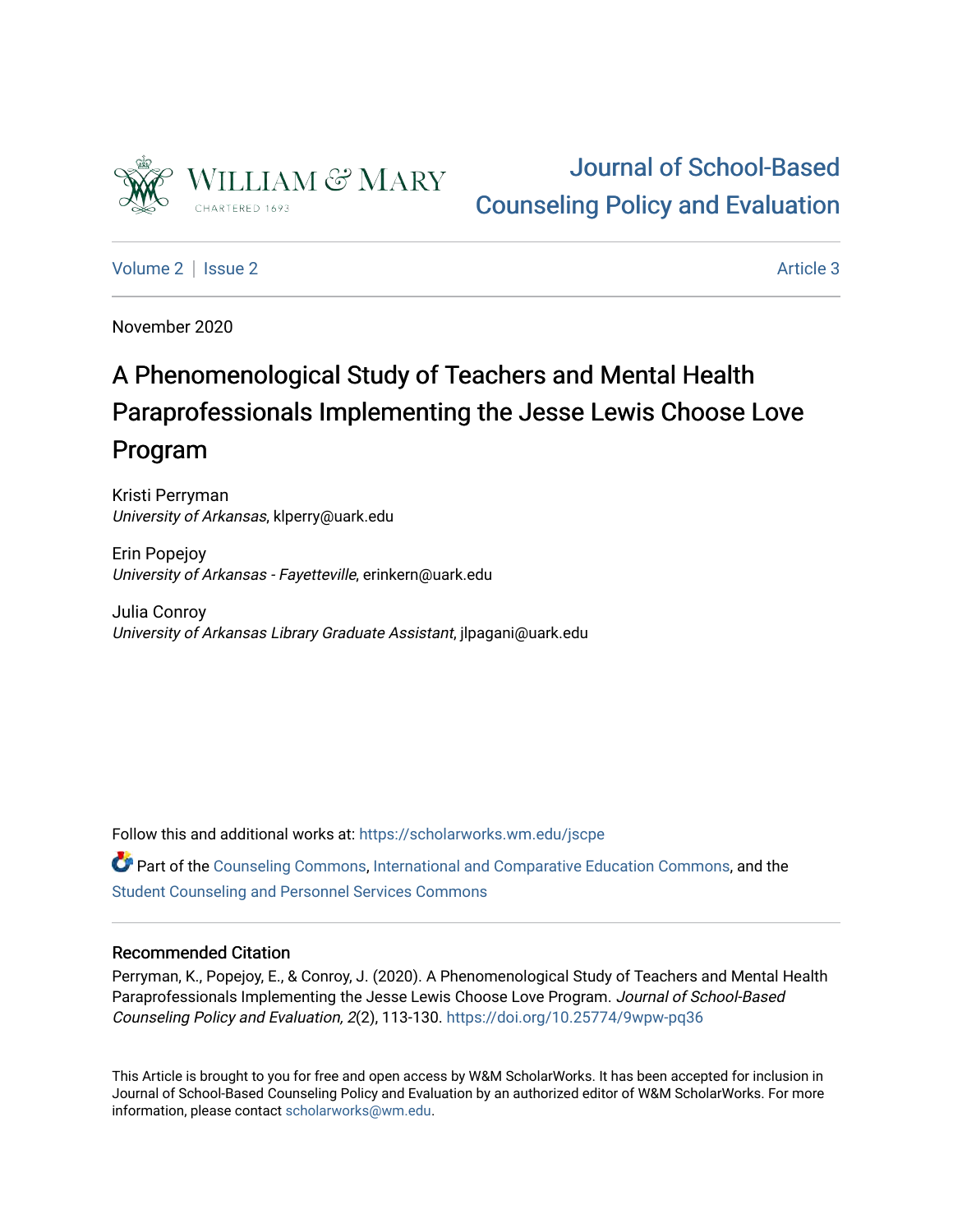William & Mary
CHARTERED 1693

Journal of School-Based Counseling Policy and Evaluation

Volume 2 | Issue 2 Article 3

November 2020

# A Phenomenological Study of Teachers and Mental Health Paraprofessionals Implementing the Jesse Lewis Choose Love Program

Kristi Perryman
*University of Arkansas*, klperry@uark.edu

Erin Popejoy
*University of Arkansas - Fayetteville*, erinkern@uark.edu

Julia Conroy
*University of Arkansas Library Graduate Assistant*, jlpagani@uark.edu

Follow this and additional works at: https://scholarworks.wm.edu/jscpe

Part of the Counseling Commons, International and Comparative Education Commons, and the Student Counseling and Personnel Services Commons

## Recommended Citation

Perryman, K., Popejoy, E., & Conroy, J. (2020). A Phenomenological Study of Teachers and Mental Health Paraprofessionals Implementing the Jesse Lewis Choose Love Program. *Journal of School-Based Counseling Policy and Evaluation, 2*(2), 113-130. https://doi.org/10.25774/9wpw-pq36

This Article is brought to you for free and open access by W&M ScholarWorks. It has been accepted for inclusion in Journal of School-Based Counseling Policy and Evaluation by an authorized editor of W&M ScholarWorks. For more information, please contact scholarworks@wm.edu.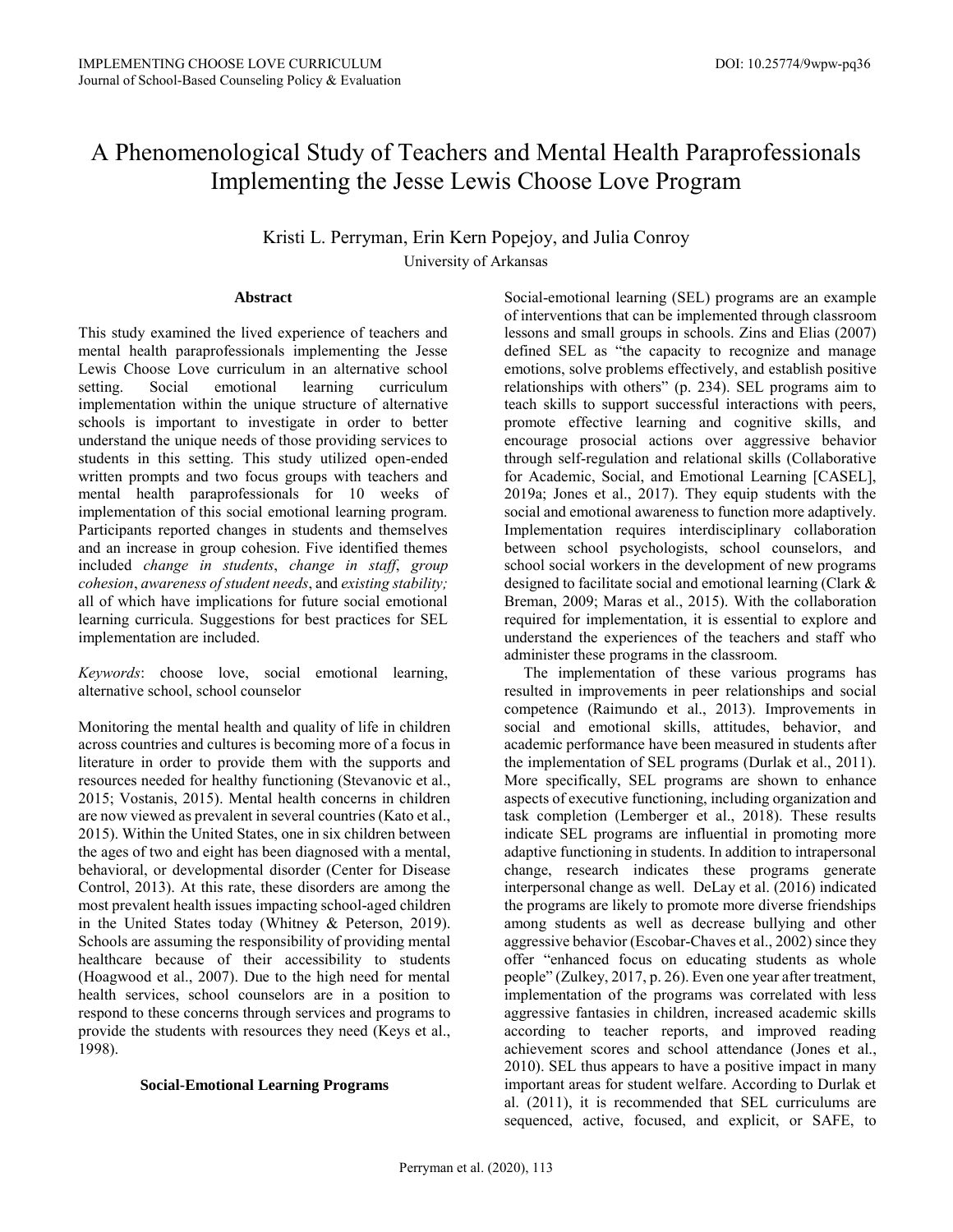# A Phenomenological Study of Teachers and Mental Health Paraprofessionals Implementing the Jesse Lewis Choose Love Program

Kristi L. Perryman, Erin Kern Popejoy, and Julia Conroy

University of Arkansas

## Abstract

This study examined the lived experience of teachers and mental health paraprofessionals implementing the Jesse Lewis Choose Love curriculum in an alternative school setting. Social emotional learning curriculum implementation within the unique structure of alternative schools is important to investigate in order to better understand the unique needs of those providing services to students in this setting. This study utilized open-ended written prompts and two focus groups with teachers and mental health paraprofessionals for 10 weeks of implementation of this social emotional learning program. Participants reported changes in students and themselves and an increase in group cohesion. Five identified themes included *change in students*, *change in staff*, *group cohesion*, *awareness of student needs*, and *existing stability;* all of which have implications for future social emotional learning curricula. Suggestions for best practices for SEL implementation are included.

*Keywords*: choose love, social emotional learning, alternative school, school counselor

Monitoring the mental health and quality of life in children across countries and cultures is becoming more of a focus in literature in order to provide them with the supports and resources needed for healthy functioning (Stevanovic et al., 2015; Vostanis, 2015). Mental health concerns in children are now viewed as prevalent in several countries (Kato et al., 2015). Within the United States, one in six children between the ages of two and eight has been diagnosed with a mental, behavioral, or developmental disorder (Center for Disease Control, 2013). At this rate, these disorders are among the most prevalent health issues impacting school-aged children in the United States today (Whitney & Peterson, 2019). Schools are assuming the responsibility of providing mental healthcare because of their accessibility to students (Hoagwood et al., 2007). Due to the high need for mental health services, school counselors are in a position to respond to these concerns through services and programs to provide the students with resources they need (Keys et al., 1998).

## Social-Emotional Learning Programs

Social-emotional learning (SEL) programs are an example of interventions that can be implemented through classroom lessons and small groups in schools. Zins and Elias (2007) defined SEL as "the capacity to recognize and manage emotions, solve problems effectively, and establish positive relationships with others" (p. 234). SEL programs aim to teach skills to support successful interactions with peers, promote effective learning and cognitive skills, and encourage prosocial actions over aggressive behavior through self-regulation and relational skills (Collaborative for Academic, Social, and Emotional Learning [CASEL], 2019a; Jones et al., 2017). They equip students with the social and emotional awareness to function more adaptively. Implementation requires interdisciplinary collaboration between school psychologists, school counselors, and school social workers in the development of new programs designed to facilitate social and emotional learning (Clark & Breman, 2009; Maras et al., 2015). With the collaboration required for implementation, it is essential to explore and understand the experiences of the teachers and staff who administer these programs in the classroom.

The implementation of these various programs has resulted in improvements in peer relationships and social competence (Raimundo et al., 2013). Improvements in social and emotional skills, attitudes, behavior, and academic performance have been measured in students after the implementation of SEL programs (Durlak et al., 2011). More specifically, SEL programs are shown to enhance aspects of executive functioning, including organization and task completion (Lemberger et al., 2018). These results indicate SEL programs are influential in promoting more adaptive functioning in students. In addition to intrapersonal change, research indicates these programs generate interpersonal change as well. DeLay et al. (2016) indicated the programs are likely to promote more diverse friendships among students as well as decrease bullying and other aggressive behavior (Escobar-Chaves et al., 2002) since they offer "enhanced focus on educating students as whole people" (Zulkey, 2017, p. 26). Even one year after treatment, implementation of the programs was correlated with less aggressive fantasies in children, increased academic skills according to teacher reports, and improved reading achievement scores and school attendance (Jones et al., 2010). SEL thus appears to have a positive impact in many important areas for student welfare. According to Durlak et al. (2011), it is recommended that SEL curriculums are sequenced, active, focused, and explicit, or SAFE, to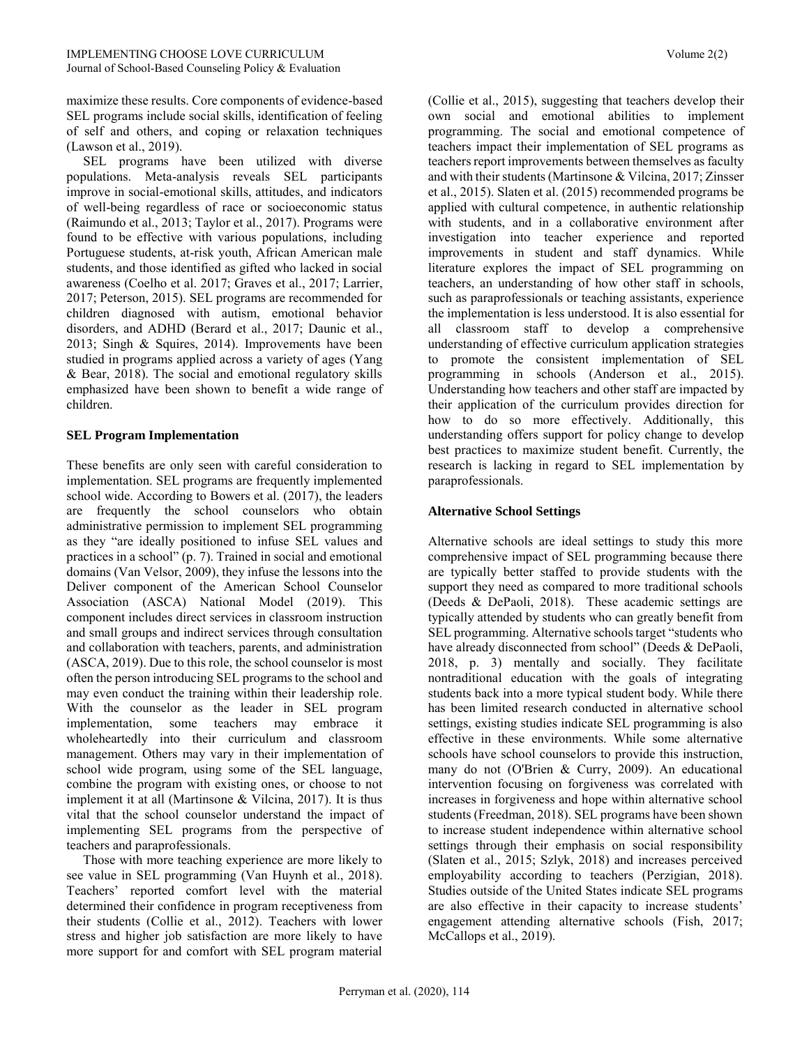maximize these results. Core components of evidence-based SEL programs include social skills, identification of feeling of self and others, and coping or relaxation techniques (Lawson et al., 2019).

SEL programs have been utilized with diverse populations. Meta-analysis reveals SEL participants improve in social-emotional skills, attitudes, and indicators of well-being regardless of race or socioeconomic status (Raimundo et al., 2013; Taylor et al., 2017). Programs were found to be effective with various populations, including Portuguese students, at-risk youth, African American male students, and those identified as gifted who lacked in social awareness (Coelho et al. 2017; Graves et al., 2017; Larrier, 2017; Peterson, 2015). SEL programs are recommended for children diagnosed with autism, emotional behavior disorders, and ADHD (Berard et al., 2017; Daunic et al., 2013; Singh & Squires, 2014). Improvements have been studied in programs applied across a variety of ages (Yang & Bear, 2018). The social and emotional regulatory skills emphasized have been shown to benefit a wide range of children.

### SEL Program Implementation

These benefits are only seen with careful consideration to implementation. SEL programs are frequently implemented school wide. According to Bowers et al. (2017), the leaders are frequently the school counselors who obtain administrative permission to implement SEL programming as they "are ideally positioned to infuse SEL values and practices in a school" (p. 7). Trained in social and emotional domains (Van Velsor, 2009), they infuse the lessons into the Deliver component of the American School Counselor Association (ASCA) National Model (2019). This component includes direct services in classroom instruction and small groups and indirect services through consultation and collaboration with teachers, parents, and administration (ASCA, 2019). Due to this role, the school counselor is most often the person introducing SEL programs to the school and may even conduct the training within their leadership role. With the counselor as the leader in SEL program implementation, some teachers may embrace it wholeheartedly into their curriculum and classroom management. Others may vary in their implementation of school wide program, using some of the SEL language, combine the program with existing ones, or choose to not implement it at all (Martinsone & Vilcina, 2017). It is thus vital that the school counselor understand the impact of implementing SEL programs from the perspective of teachers and paraprofessionals.

Those with more teaching experience are more likely to see value in SEL programming (Van Huynh et al., 2018). Teachers' reported comfort level with the material determined their confidence in program receptiveness from their students (Collie et al., 2012). Teachers with lower stress and higher job satisfaction are more likely to have more support for and comfort with SEL program material (Collie et al., 2015), suggesting that teachers develop their own social and emotional abilities to implement programming. The social and emotional competence of teachers impact their implementation of SEL programs as teachers report improvements between themselves as faculty and with their students (Martinsone & Vilcina, 2017; Zinsser et al., 2015). Slaten et al. (2015) recommended programs be applied with cultural competence, in authentic relationship with students, and in a collaborative environment after investigation into teacher experience and reported improvements in student and staff dynamics. While literature explores the impact of SEL programming on teachers, an understanding of how other staff in schools, such as paraprofessionals or teaching assistants, experience the implementation is less understood. It is also essential for all classroom staff to develop a comprehensive understanding of effective curriculum application strategies to promote the consistent implementation of SEL programming in schools (Anderson et al., 2015). Understanding how teachers and other staff are impacted by their application of the curriculum provides direction for how to do so more effectively. Additionally, this understanding offers support for policy change to develop best practices to maximize student benefit. Currently, the research is lacking in regard to SEL implementation by paraprofessionals.

### Alternative School Settings

Alternative schools are ideal settings to study this more comprehensive impact of SEL programming because there are typically better staffed to provide students with the support they need as compared to more traditional schools (Deeds & DePaoli, 2018). These academic settings are typically attended by students who can greatly benefit from SEL programming. Alternative schools target "students who have already disconnected from school" (Deeds & DePaoli, 2018, p. 3) mentally and socially. They facilitate nontraditional education with the goals of integrating students back into a more typical student body. While there has been limited research conducted in alternative school settings, existing studies indicate SEL programming is also effective in these environments. While some alternative schools have school counselors to provide this instruction, many do not (O'Brien & Curry, 2009). An educational intervention focusing on forgiveness was correlated with increases in forgiveness and hope within alternative school students (Freedman, 2018). SEL programs have been shown to increase student independence within alternative school settings through their emphasis on social responsibility (Slaten et al., 2015; Szlyk, 2018) and increases perceived employability according to teachers (Perzigian, 2018). Studies outside of the United States indicate SEL programs are also effective in their capacity to increase students' engagement attending alternative schools (Fish, 2017; McCallops et al., 2019).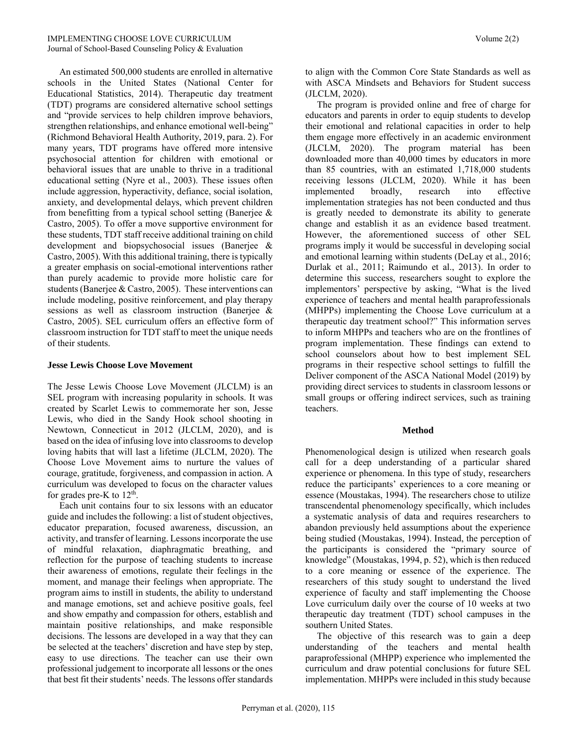An estimated 500,000 students are enrolled in alternative schools in the United States (National Center for Educational Statistics, 2014). Therapeutic day treatment (TDT) programs are considered alternative school settings and "provide services to help children improve behaviors, strengthen relationships, and enhance emotional well-being" (Richmond Behavioral Health Authority, 2019, para. 2). For many years, TDT programs have offered more intensive psychosocial attention for children with emotional or behavioral issues that are unable to thrive in a traditional educational setting (Nyre et al., 2003). These issues often include aggression, hyperactivity, defiance, social isolation, anxiety, and developmental delays, which prevent children from benefitting from a typical school setting (Banerjee & Castro, 2005). To offer a move supportive environment for these students, TDT staff receive additional training on child development and biopsychosocial issues (Banerjee & Castro, 2005). With this additional training, there is typically a greater emphasis on social-emotional interventions rather than purely academic to provide more holistic care for students (Banerjee & Castro, 2005). These interventions can include modeling, positive reinforcement, and play therapy sessions as well as classroom instruction (Banerjee & Castro, 2005). SEL curriculum offers an effective form of classroom instruction for TDT staff to meet the unique needs of their students.

### Jesse Lewis Choose Love Movement

The Jesse Lewis Choose Love Movement (JLCLM) is an SEL program with increasing popularity in schools. It was created by Scarlet Lewis to commemorate her son, Jesse Lewis, who died in the Sandy Hook school shooting in Newtown, Connecticut in 2012 (JLCLM, 2020), and is based on the idea of infusing love into classrooms to develop loving habits that will last a lifetime (JLCLM, 2020). The Choose Love Movement aims to nurture the values of courage, gratitude, forgiveness, and compassion in action. A curriculum was developed to focus on the character values for grades pre-K to 12th.

Each unit contains four to six lessons with an educator guide and includes the following: a list of student objectives, educator preparation, focused awareness, discussion, an activity, and transfer of learning. Lessons incorporate the use of mindful relaxation, diaphragmatic breathing, and reflection for the purpose of teaching students to increase their awareness of emotions, regulate their feelings in the moment, and manage their feelings when appropriate. The program aims to instill in students, the ability to understand and manage emotions, set and achieve positive goals, feel and show empathy and compassion for others, establish and maintain positive relationships, and make responsible decisions. The lessons are developed in a way that they can be selected at the teachers' discretion and have step by step, easy to use directions. The teacher can use their own professional judgement to incorporate all lessons or the ones that best fit their students' needs. The lessons offer standards to align with the Common Core State Standards as well as with ASCA Mindsets and Behaviors for Student success (JLCLM, 2020).

The program is provided online and free of charge for educators and parents in order to equip students to develop their emotional and relational capacities in order to help them engage more effectively in an academic environment (JLCLM, 2020). The program material has been downloaded more than 40,000 times by educators in more than 85 countries, with an estimated 1,718,000 students receiving lessons (JLCLM, 2020). While it has been implemented broadly, research into effective implementation strategies has not been conducted and thus is greatly needed to demonstrate its ability to generate change and establish it as an evidence based treatment. However, the aforementioned success of other SEL programs imply it would be successful in developing social and emotional learning within students (DeLay et al., 2016; Durlak et al., 2011; Raimundo et al., 2013). In order to determine this success, researchers sought to explore the implementors' perspective by asking, "What is the lived experience of teachers and mental health paraprofessionals (MHPPs) implementing the Choose Love curriculum at a therapeutic day treatment school?" This information serves to inform MHPPs and teachers who are on the frontlines of program implementation. These findings can extend to school counselors about how to best implement SEL programs in their respective school settings to fulfill the Deliver component of the ASCA National Model (2019) by providing direct services to students in classroom lessons or small groups or offering indirect services, such as training teachers.

## Method

Phenomenological design is utilized when research goals call for a deep understanding of a particular shared experience or phenomena. In this type of study, researchers reduce the participants' experiences to a core meaning or essence (Moustakas, 1994). The researchers chose to utilize transcendental phenomenology specifically, which includes a systematic analysis of data and requires researchers to abandon previously held assumptions about the experience being studied (Moustakas, 1994). Instead, the perception of the participants is considered the "primary source of knowledge" (Moustakas, 1994, p. 52), which is then reduced to a core meaning or essence of the experience. The researchers of this study sought to understand the lived experience of faculty and staff implementing the Choose Love curriculum daily over the course of 10 weeks at two therapeutic day treatment (TDT) school campuses in the southern United States.

The objective of this research was to gain a deep understanding of the teachers and mental health paraprofessional (MHPP) experience who implemented the curriculum and draw potential conclusions for future SEL implementation. MHPPs were included in this study because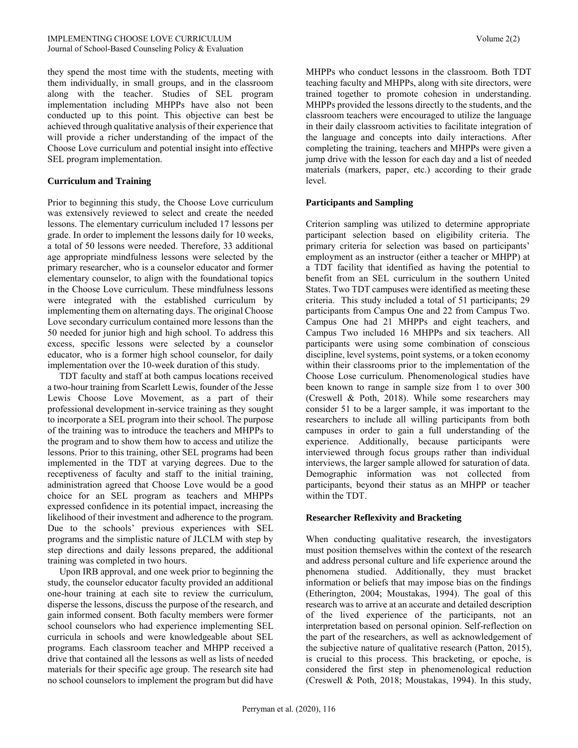they spend the most time with the students, meeting with them individually, in small groups, and in the classroom along with the teacher. Studies of SEL program implementation including MHPPs have also not been conducted up to this point. This objective can best be achieved through qualitative analysis of their experience that will provide a richer understanding of the impact of the Choose Love curriculum and potential insight into effective SEL program implementation.

## Curriculum and Training

Prior to beginning this study, the Choose Love curriculum was extensively reviewed to select and create the needed lessons. The elementary curriculum included 17 lessons per grade. In order to implement the lessons daily for 10 weeks, a total of 50 lessons were needed. Therefore, 33 additional age appropriate mindfulness lessons were selected by the primary researcher, who is a counselor educator and former elementary counselor, to align with the foundational topics in the Choose Love curriculum. These mindfulness lessons were integrated with the established curriculum by implementing them on alternating days. The original Choose Love secondary curriculum contained more lessons than the 50 needed for junior high and high school. To address this excess, specific lessons were selected by a counselor educator, who is a former high school counselor, for daily implementation over the 10-week duration of this study.

TDT faculty and staff at both campus locations received a two-hour training from Scarlett Lewis, founder of the Jesse Lewis Choose Love Movement, as a part of their professional development in-service training as they sought to incorporate a SEL program into their school. The purpose of the training was to introduce the teachers and MHPPs to the program and to show them how to access and utilize the lessons. Prior to this training, other SEL programs had been implemented in the TDT at varying degrees. Due to the receptiveness of faculty and staff to the initial training, administration agreed that Choose Love would be a good choice for an SEL program as teachers and MHPPs expressed confidence in its potential impact, increasing the likelihood of their investment and adherence to the program. Due to the schools' previous experiences with SEL programs and the simplistic nature of JLCLM with step by step directions and daily lessons prepared, the additional training was completed in two hours.

Upon IRB approval, and one week prior to beginning the study, the counselor educator faculty provided an additional one-hour training at each site to review the curriculum, disperse the lessons, discuss the purpose of the research, and gain informed consent. Both faculty members were former school counselors who had experience implementing SEL curricula in schools and were knowledgeable about SEL programs. Each classroom teacher and MHPP received a drive that contained all the lessons as well as lists of needed materials for their specific age group. The research site had no school counselors to implement the program but did have MHPPs who conduct lessons in the classroom. Both TDT teaching faculty and MHPPs, along with site directors, were trained together to promote cohesion in understanding. MHPPs provided the lessons directly to the students, and the classroom teachers were encouraged to utilize the language in their daily classroom activities to facilitate integration of the language and concepts into daily interactions. After completing the training, teachers and MHPPs were given a jump drive with the lesson for each day and a list of needed materials (markers, paper, etc.) according to their grade level.

## Participants and Sampling

Criterion sampling was utilized to determine appropriate participant selection based on eligibility criteria. The primary criteria for selection was based on participants' employment as an instructor (either a teacher or MHPP) at a TDT facility that identified as having the potential to benefit from an SEL curriculum in the southern United States. Two TDT campuses were identified as meeting these criteria. This study included a total of 51 participants; 29 participants from Campus One and 22 from Campus Two. Campus One had 21 MHPPs and eight teachers, and Campus Two included 16 MHPPs and six teachers. All participants were using some combination of conscious discipline, level systems, point systems, or a token economy within their classrooms prior to the implementation of the Choose Lose curriculum. Phenomenological studies have been known to range in sample size from 1 to over 300 (Creswell & Poth, 2018). While some researchers may consider 51 to be a larger sample, it was important to the researchers to include all willing participants from both campuses in order to gain a full understanding of the experience. Additionally, because participants were interviewed through focus groups rather than individual interviews, the larger sample allowed for saturation of data. Demographic information was not collected from participants, beyond their status as an MHPP or teacher within the TDT.

## Researcher Reflexivity and Bracketing

When conducting qualitative research, the investigators must position themselves within the context of the research and address personal culture and life experience around the phenomena studied. Additionally, they must bracket information or beliefs that may impose bias on the findings (Etherington, 2004; Moustakas, 1994). The goal of this research was to arrive at an accurate and detailed description of the lived experience of the participants, not an interpretation based on personal opinion. Self-reflection on the part of the researchers, as well as acknowledgement of the subjective nature of qualitative research (Patton, 2015), is crucial to this process. This bracketing, or epoche, is considered the first step in phenomenological reduction (Creswell & Poth, 2018; Moustakas, 1994). In this study,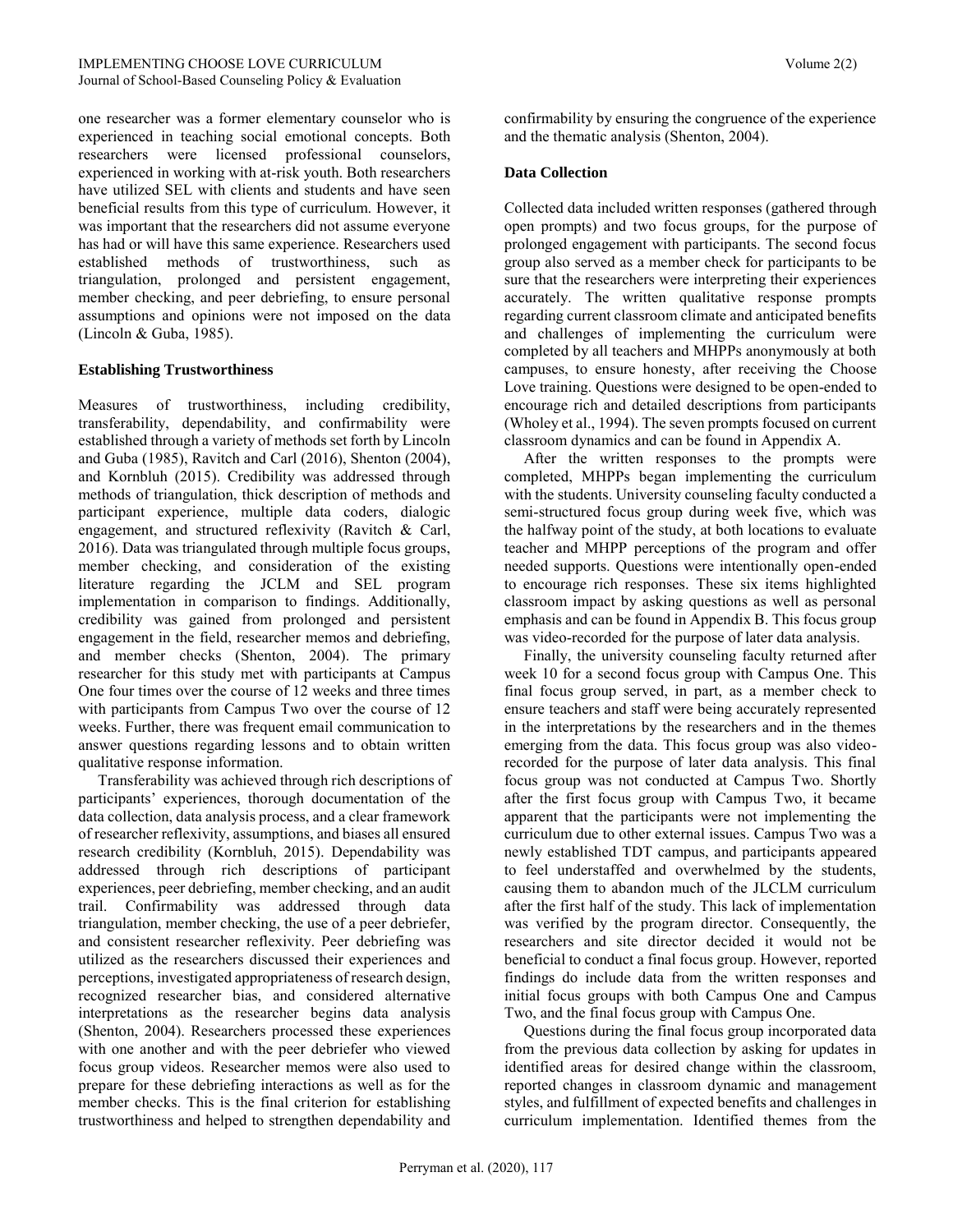one researcher was a former elementary counselor who is experienced in teaching social emotional concepts. Both researchers were licensed professional counselors, experienced in working with at-risk youth. Both researchers have utilized SEL with clients and students and have seen beneficial results from this type of curriculum. However, it was important that the researchers did not assume everyone has had or will have this same experience. Researchers used established methods of trustworthiness, such as triangulation, prolonged and persistent engagement, member checking, and peer debriefing, to ensure personal assumptions and opinions were not imposed on the data (Lincoln & Guba, 1985).

### Establishing Trustworthiness

Measures of trustworthiness, including credibility, transferability, dependability, and confirmability were established through a variety of methods set forth by Lincoln and Guba (1985), Ravitch and Carl (2016), Shenton (2004), and Kornbluh (2015). Credibility was addressed through methods of triangulation, thick description of methods and participant experience, multiple data coders, dialogic engagement, and structured reflexivity (Ravitch & Carl, 2016). Data was triangulated through multiple focus groups, member checking, and consideration of the existing literature regarding the JCLM and SEL program implementation in comparison to findings. Additionally, credibility was gained from prolonged and persistent engagement in the field, researcher memos and debriefing, and member checks (Shenton, 2004). The primary researcher for this study met with participants at Campus One four times over the course of 12 weeks and three times with participants from Campus Two over the course of 12 weeks. Further, there was frequent email communication to answer questions regarding lessons and to obtain written qualitative response information.

Transferability was achieved through rich descriptions of participants' experiences, thorough documentation of the data collection, data analysis process, and a clear framework of researcher reflexivity, assumptions, and biases all ensured research credibility (Kornbluh, 2015). Dependability was addressed through rich descriptions of participant experiences, peer debriefing, member checking, and an audit trail. Confirmability was addressed through data triangulation, member checking, the use of a peer debriefer, and consistent researcher reflexivity. Peer debriefing was utilized as the researchers discussed their experiences and perceptions, investigated appropriateness of research design, recognized researcher bias, and considered alternative interpretations as the researcher begins data analysis (Shenton, 2004). Researchers processed these experiences with one another and with the peer debriefer who viewed focus group videos. Researcher memos were also used to prepare for these debriefing interactions as well as for the member checks. This is the final criterion for establishing trustworthiness and helped to strengthen dependability and confirmability by ensuring the congruence of the experience and the thematic analysis (Shenton, 2004).

### Data Collection

Collected data included written responses (gathered through open prompts) and two focus groups, for the purpose of prolonged engagement with participants. The second focus group also served as a member check for participants to be sure that the researchers were interpreting their experiences accurately. The written qualitative response prompts regarding current classroom climate and anticipated benefits and challenges of implementing the curriculum were completed by all teachers and MHPPs anonymously at both campuses, to ensure honesty, after receiving the Choose Love training. Questions were designed to be open-ended to encourage rich and detailed descriptions from participants (Wholey et al., 1994). The seven prompts focused on current classroom dynamics and can be found in Appendix A.

After the written responses to the prompts were completed, MHPPs began implementing the curriculum with the students. University counseling faculty conducted a semi-structured focus group during week five, which was the halfway point of the study, at both locations to evaluate teacher and MHPP perceptions of the program and offer needed supports. Questions were intentionally open-ended to encourage rich responses. These six items highlighted classroom impact by asking questions as well as personal emphasis and can be found in Appendix B. This focus group was video-recorded for the purpose of later data analysis.

Finally, the university counseling faculty returned after week 10 for a second focus group with Campus One. This final focus group served, in part, as a member check to ensure teachers and staff were being accurately represented in the interpretations by the researchers and in the themes emerging from the data. This focus group was also video-recorded for the purpose of later data analysis. This final focus group was not conducted at Campus Two. Shortly after the first focus group with Campus Two, it became apparent that the participants were not implementing the curriculum due to other external issues. Campus Two was a newly established TDT campus, and participants appeared to feel understaffed and overwhelmed by the students, causing them to abandon much of the JLCLM curriculum after the first half of the study. This lack of implementation was verified by the program director. Consequently, the researchers and site director decided it would not be beneficial to conduct a final focus group. However, reported findings do include data from the written responses and initial focus groups with both Campus One and Campus Two, and the final focus group with Campus One.

Questions during the final focus group incorporated data from the previous data collection by asking for updates in identified areas for desired change within the classroom, reported changes in classroom dynamic and management styles, and fulfillment of expected benefits and challenges in curriculum implementation. Identified themes from the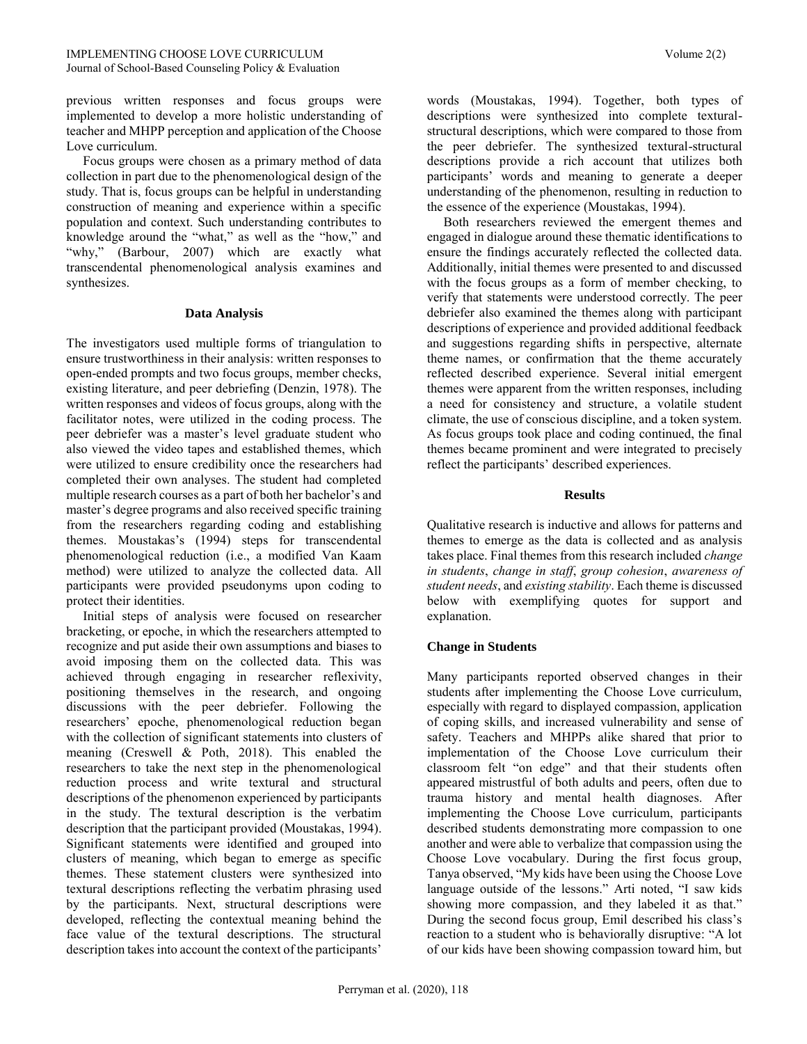previous written responses and focus groups were implemented to develop a more holistic understanding of teacher and MHPP perception and application of the Choose Love curriculum.

Focus groups were chosen as a primary method of data collection in part due to the phenomenological design of the study. That is, focus groups can be helpful in understanding construction of meaning and experience within a specific population and context. Such understanding contributes to knowledge around the "what," as well as the "how," and "why," (Barbour, 2007) which are exactly what transcendental phenomenological analysis examines and synthesizes.

### Data Analysis

The investigators used multiple forms of triangulation to ensure trustworthiness in their analysis: written responses to open-ended prompts and two focus groups, member checks, existing literature, and peer debriefing (Denzin, 1978). The written responses and videos of focus groups, along with the facilitator notes, were utilized in the coding process. The peer debriefer was a master's level graduate student who also viewed the video tapes and established themes, which were utilized to ensure credibility once the researchers had completed their own analyses. The student had completed multiple research courses as a part of both her bachelor's and master's degree programs and also received specific training from the researchers regarding coding and establishing themes. Moustakas's (1994) steps for transcendental phenomenological reduction (i.e., a modified Van Kaam method) were utilized to analyze the collected data. All participants were provided pseudonyms upon coding to protect their identities.

Initial steps of analysis were focused on researcher bracketing, or epoche, in which the researchers attempted to recognize and put aside their own assumptions and biases to avoid imposing them on the collected data. This was achieved through engaging in researcher reflexivity, positioning themselves in the research, and ongoing discussions with the peer debriefer. Following the researchers' epoche, phenomenological reduction began with the collection of significant statements into clusters of meaning (Creswell & Poth, 2018). This enabled the researchers to take the next step in the phenomenological reduction process and write textural and structural descriptions of the phenomenon experienced by participants in the study. The textural description is the verbatim description that the participant provided (Moustakas, 1994). Significant statements were identified and grouped into clusters of meaning, which began to emerge as specific themes. These statement clusters were synthesized into textural descriptions reflecting the verbatim phrasing used by the participants. Next, structural descriptions were developed, reflecting the contextual meaning behind the face value of the textural descriptions. The structural description takes into account the context of the participants' words (Moustakas, 1994). Together, both types of descriptions were synthesized into complete textural-structural descriptions, which were compared to those from the peer debriefer. The synthesized textural-structural descriptions provide a rich account that utilizes both participants' words and meaning to generate a deeper understanding of the phenomenon, resulting in reduction to the essence of the experience (Moustakas, 1994).

Both researchers reviewed the emergent themes and engaged in dialogue around these thematic identifications to ensure the findings accurately reflected the collected data. Additionally, initial themes were presented to and discussed with the focus groups as a form of member checking, to verify that statements were understood correctly. The peer debriefer also examined the themes along with participant descriptions of experience and provided additional feedback and suggestions regarding shifts in perspective, alternate theme names, or confirmation that the theme accurately reflected described experience. Several initial emergent themes were apparent from the written responses, including a need for consistency and structure, a volatile student climate, the use of conscious discipline, and a token system. As focus groups took place and coding continued, the final themes became prominent and were integrated to precisely reflect the participants' described experiences.

## Results

Qualitative research is inductive and allows for patterns and themes to emerge as the data is collected and as analysis takes place. Final themes from this research included *change in students*, *change in staff*, *group cohesion*, *awareness of student needs*, and *existing stability*. Each theme is discussed below with exemplifying quotes for support and explanation.

### Change in Students

Many participants reported observed changes in their students after implementing the Choose Love curriculum, especially with regard to displayed compassion, application of coping skills, and increased vulnerability and sense of safety. Teachers and MHPPs alike shared that prior to implementation of the Choose Love curriculum their classroom felt "on edge" and that their students often appeared mistrustful of both adults and peers, often due to trauma history and mental health diagnoses. After implementing the Choose Love curriculum, participants described students demonstrating more compassion to one another and were able to verbalize that compassion using the Choose Love vocabulary. During the first focus group, Tanya observed, "My kids have been using the Choose Love language outside of the lessons." Arti noted, "I saw kids showing more compassion, and they labeled it as that." During the second focus group, Emil described his class's reaction to a student who is behaviorally disruptive: "A lot of our kids have been showing compassion toward him, but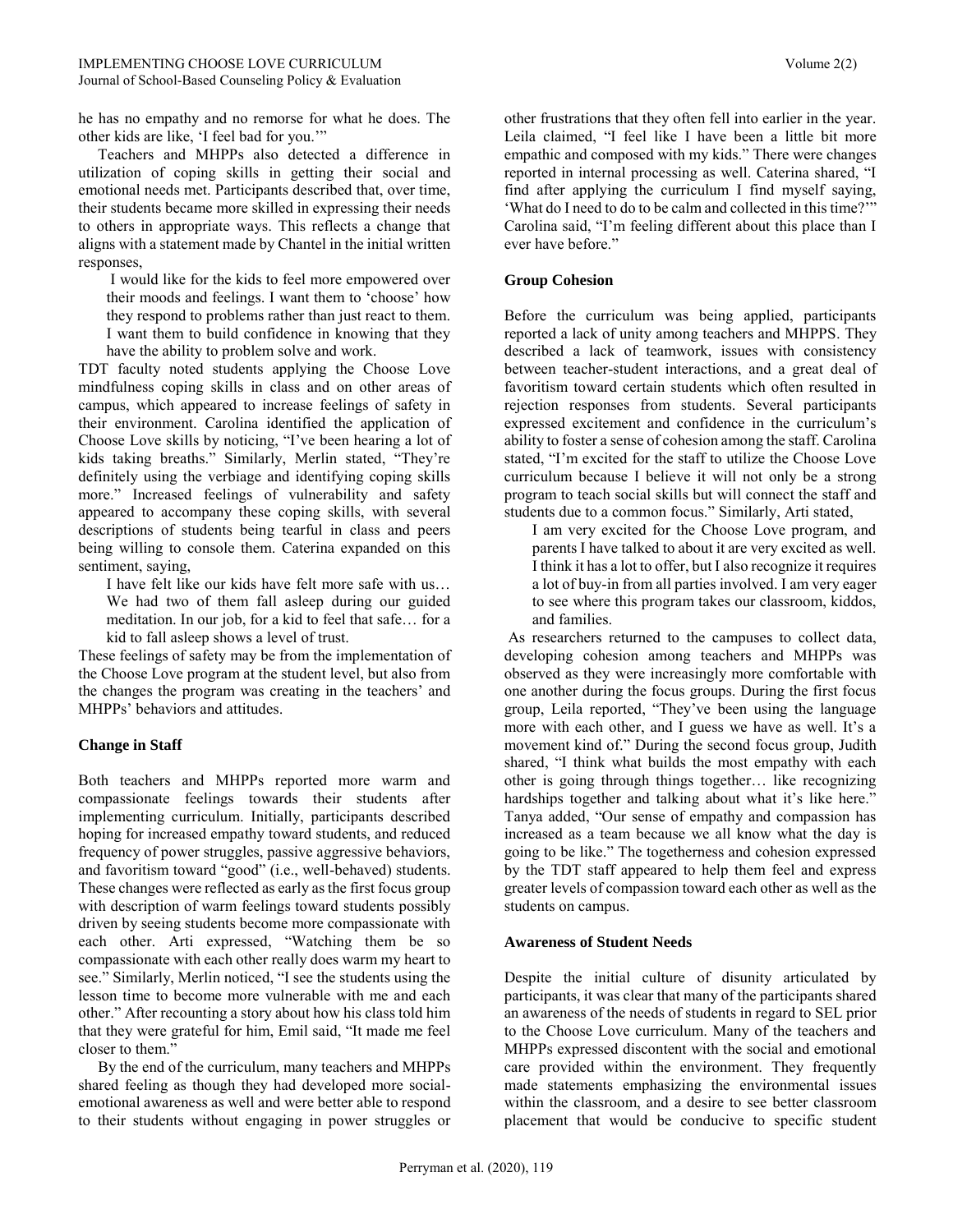he has no empathy and no remorse for what he does. The other kids are like, 'I feel bad for you.'"

Teachers and MHPPs also detected a difference in utilization of coping skills in getting their social and emotional needs met. Participants described that, over time, their students became more skilled in expressing their needs to others in appropriate ways. This reflects a change that aligns with a statement made by Chantel in the initial written responses,

> I would like for the kids to feel more empowered over their moods and feelings. I want them to 'choose' how they respond to problems rather than just react to them. I want them to build confidence in knowing that they have the ability to problem solve and work.

TDT faculty noted students applying the Choose Love mindfulness coping skills in class and on other areas of campus, which appeared to increase feelings of safety in their environment. Carolina identified the application of Choose Love skills by noticing, "I've been hearing a lot of kids taking breaths." Similarly, Merlin stated, "They're definitely using the verbiage and identifying coping skills more." Increased feelings of vulnerability and safety appeared to accompany these coping skills, with several descriptions of students being tearful in class and peers being willing to console them. Caterina expanded on this sentiment, saying,

> I have felt like our kids have felt more safe with us… We had two of them fall asleep during our guided meditation. In our job, for a kid to feel that safe… for a kid to fall asleep shows a level of trust.

These feelings of safety may be from the implementation of the Choose Love program at the student level, but also from the changes the program was creating in the teachers' and MHPPs' behaviors and attitudes.

### Change in Staff

Both teachers and MHPPs reported more warm and compassionate feelings towards their students after implementing curriculum. Initially, participants described hoping for increased empathy toward students, and reduced frequency of power struggles, passive aggressive behaviors, and favoritism toward "good" (i.e., well-behaved) students. These changes were reflected as early as the first focus group with description of warm feelings toward students possibly driven by seeing students become more compassionate with each other. Arti expressed, "Watching them be so compassionate with each other really does warm my heart to see." Similarly, Merlin noticed, "I see the students using the lesson time to become more vulnerable with me and each other." After recounting a story about how his class told him that they were grateful for him, Emil said, "It made me feel closer to them."

By the end of the curriculum, many teachers and MHPPs shared feeling as though they had developed more social-emotional awareness as well and were better able to respond to their students without engaging in power struggles or other frustrations that they often fell into earlier in the year. Leila claimed, "I feel like I have been a little bit more empathic and composed with my kids." There were changes reported in internal processing as well. Caterina shared, "I find after applying the curriculum I find myself saying, 'What do I need to do to be calm and collected in this time?'" Carolina said, "I'm feeling different about this place than I ever have before."

### Group Cohesion

Before the curriculum was being applied, participants reported a lack of unity among teachers and MHPPS. They described a lack of teamwork, issues with consistency between teacher-student interactions, and a great deal of favoritism toward certain students which often resulted in rejection responses from students. Several participants expressed excitement and confidence in the curriculum's ability to foster a sense of cohesion among the staff. Carolina stated, "I'm excited for the staff to utilize the Choose Love curriculum because I believe it will not only be a strong program to teach social skills but will connect the staff and students due to a common focus." Similarly, Arti stated,

> I am very excited for the Choose Love program, and parents I have talked to about it are very excited as well. I think it has a lot to offer, but I also recognize it requires a lot of buy-in from all parties involved. I am very eager to see where this program takes our classroom, kiddos, and families.

As researchers returned to the campuses to collect data, developing cohesion among teachers and MHPPs was observed as they were increasingly more comfortable with one another during the focus groups. During the first focus group, Leila reported, "They've been using the language more with each other, and I guess we have as well. It's a movement kind of." During the second focus group, Judith shared, "I think what builds the most empathy with each other is going through things together… like recognizing hardships together and talking about what it's like here." Tanya added, "Our sense of empathy and compassion has increased as a team because we all know what the day is going to be like." The togetherness and cohesion expressed by the TDT staff appeared to help them feel and express greater levels of compassion toward each other as well as the students on campus.

### Awareness of Student Needs

Despite the initial culture of disunity articulated by participants, it was clear that many of the participants shared an awareness of the needs of students in regard to SEL prior to the Choose Love curriculum. Many of the teachers and MHPPs expressed discontent with the social and emotional care provided within the environment. They frequently made statements emphasizing the environmental issues within the classroom, and a desire to see better classroom placement that would be conducive to specific student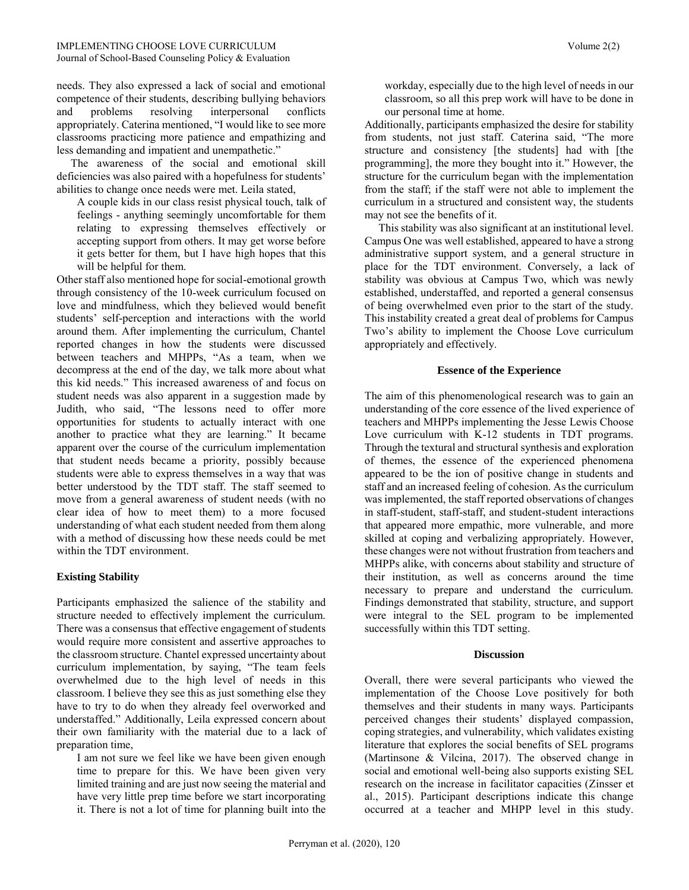needs. They also expressed a lack of social and emotional competence of their students, describing bullying behaviors and problems resolving interpersonal conflicts appropriately. Caterina mentioned, "I would like to see more classrooms practicing more patience and empathizing and less demanding and impatient and unempathetic."

The awareness of the social and emotional skill deficiencies was also paired with a hopefulness for students' abilities to change once needs were met. Leila stated,

> A couple kids in our class resist physical touch, talk of feelings - anything seemingly uncomfortable for them relating to expressing themselves effectively or accepting support from others. It may get worse before it gets better for them, but I have high hopes that this will be helpful for them.

Other staff also mentioned hope for social-emotional growth through consistency of the 10-week curriculum focused on love and mindfulness, which they believed would benefit students' self-perception and interactions with the world around them. After implementing the curriculum, Chantel reported changes in how the students were discussed between teachers and MHPPs, "As a team, when we decompress at the end of the day, we talk more about what this kid needs." This increased awareness of and focus on student needs was also apparent in a suggestion made by Judith, who said, "The lessons need to offer more opportunities for students to actually interact with one another to practice what they are learning." It became apparent over the course of the curriculum implementation that student needs became a priority, possibly because students were able to express themselves in a way that was better understood by the TDT staff. The staff seemed to move from a general awareness of student needs (with no clear idea of how to meet them) to a more focused understanding of what each student needed from them along with a method of discussing how these needs could be met within the TDT environment.

### Existing Stability

Participants emphasized the salience of the stability and structure needed to effectively implement the curriculum. There was a consensus that effective engagement of students would require more consistent and assertive approaches to the classroom structure. Chantel expressed uncertainty about curriculum implementation, by saying, "The team feels overwhelmed due to the high level of needs in this classroom. I believe they see this as just something else they have to try to do when they already feel overworked and understaffed." Additionally, Leila expressed concern about their own familiarity with the material due to a lack of preparation time,

> I am not sure we feel like we have been given enough time to prepare for this. We have been given very limited training and are just now seeing the material and have very little prep time before we start incorporating it. There is not a lot of time for planning built into the workday, especially due to the high level of needs in our classroom, so all this prep work will have to be done in our personal time at home.

Additionally, participants emphasized the desire for stability from students, not just staff. Caterina said, "The more structure and consistency [the students] had with [the programming], the more they bought into it." However, the structure for the curriculum began with the implementation from the staff; if the staff were not able to implement the curriculum in a structured and consistent way, the students may not see the benefits of it.

This stability was also significant at an institutional level. Campus One was well established, appeared to have a strong administrative support system, and a general structure in place for the TDT environment. Conversely, a lack of stability was obvious at Campus Two, which was newly established, understaffed, and reported a general consensus of being overwhelmed even prior to the start of the study. This instability created a great deal of problems for Campus Two's ability to implement the Choose Love curriculum appropriately and effectively.

### Essence of the Experience

The aim of this phenomenological research was to gain an understanding of the core essence of the lived experience of teachers and MHPPs implementing the Jesse Lewis Choose Love curriculum with K-12 students in TDT programs. Through the textural and structural synthesis and exploration of themes, the essence of the experienced phenomena appeared to be the ion of positive change in students and staff and an increased feeling of cohesion. As the curriculum was implemented, the staff reported observations of changes in staff-student, staff-staff, and student-student interactions that appeared more empathic, more vulnerable, and more skilled at coping and verbalizing appropriately. However, these changes were not without frustration from teachers and MHPPs alike, with concerns about stability and structure of their institution, as well as concerns around the time necessary to prepare and understand the curriculum. Findings demonstrated that stability, structure, and support were integral to the SEL program to be implemented successfully within this TDT setting.

## Discussion

Overall, there were several participants who viewed the implementation of the Choose Love positively for both themselves and their students in many ways. Participants perceived changes their students' displayed compassion, coping strategies, and vulnerability, which validates existing literature that explores the social benefits of SEL programs (Martinsone & Vilcina, 2017). The observed change in social and emotional well-being also supports existing SEL research on the increase in facilitator capacities (Zinsser et al., 2015). Participant descriptions indicate this change occurred at a teacher and MHPP level in this study.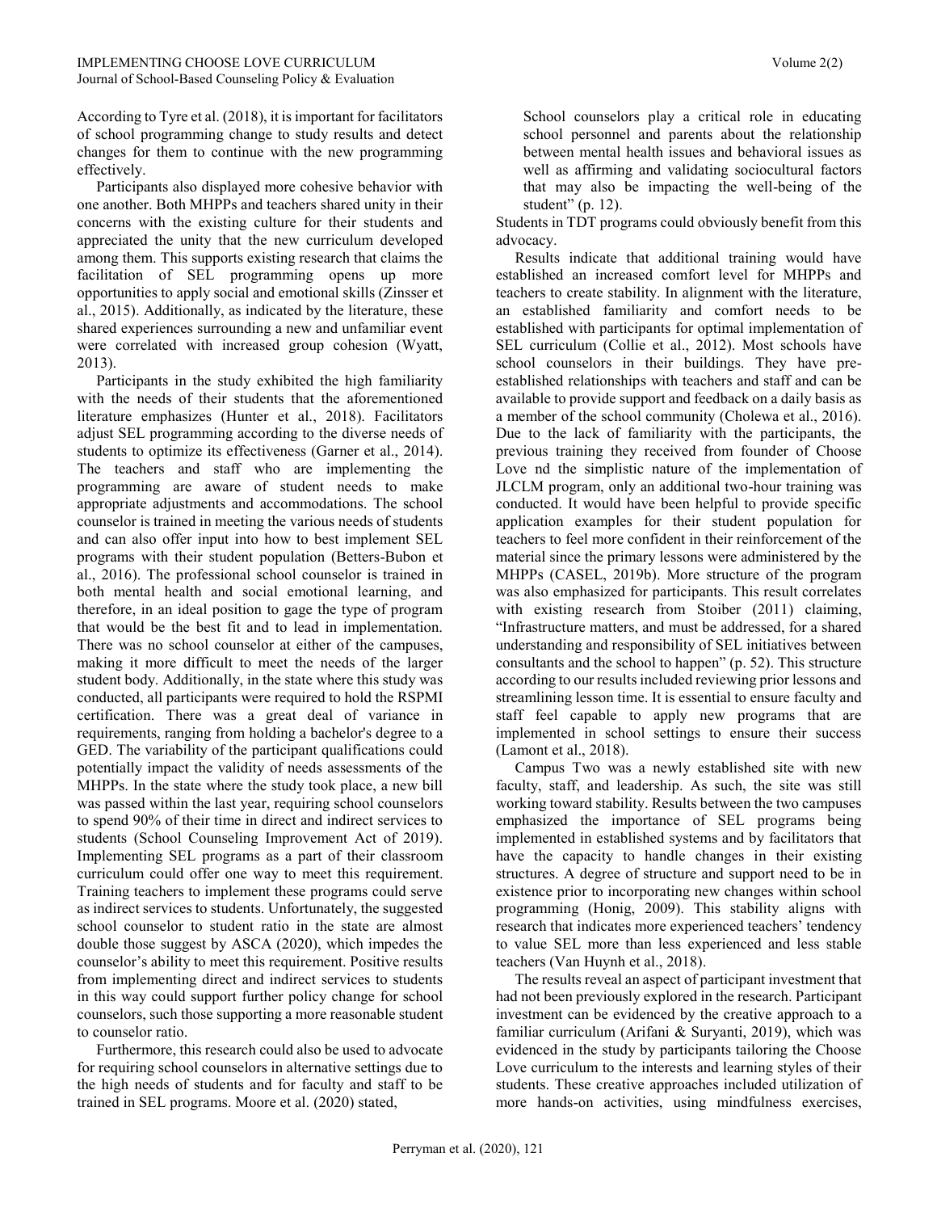According to Tyre et al. (2018), it is important for facilitators of school programming change to study results and detect changes for them to continue with the new programming effectively.

Participants also displayed more cohesive behavior with one another. Both MHPPs and teachers shared unity in their concerns with the existing culture for their students and appreciated the unity that the new curriculum developed among them. This supports existing research that claims the facilitation of SEL programming opens up more opportunities to apply social and emotional skills (Zinsser et al., 2015). Additionally, as indicated by the literature, these shared experiences surrounding a new and unfamiliar event were correlated with increased group cohesion (Wyatt, 2013).

Participants in the study exhibited the high familiarity with the needs of their students that the aforementioned literature emphasizes (Hunter et al., 2018). Facilitators adjust SEL programming according to the diverse needs of students to optimize its effectiveness (Garner et al., 2014). The teachers and staff who are implementing the programming are aware of student needs to make appropriate adjustments and accommodations. The school counselor is trained in meeting the various needs of students and can also offer input into how to best implement SEL programs with their student population (Betters-Bubon et al., 2016). The professional school counselor is trained in both mental health and social emotional learning, and therefore, in an ideal position to gage the type of program that would be the best fit and to lead in implementation. There was no school counselor at either of the campuses, making it more difficult to meet the needs of the larger student body. Additionally, in the state where this study was conducted, all participants were required to hold the RSPMI certification. There was a great deal of variance in requirements, ranging from holding a bachelor's degree to a GED. The variability of the participant qualifications could potentially impact the validity of needs assessments of the MHPPs. In the state where the study took place, a new bill was passed within the last year, requiring school counselors to spend 90% of their time in direct and indirect services to students (School Counseling Improvement Act of 2019). Implementing SEL programs as a part of their classroom curriculum could offer one way to meet this requirement. Training teachers to implement these programs could serve as indirect services to students. Unfortunately, the suggested school counselor to student ratio in the state are almost double those suggest by ASCA (2020), which impedes the counselor's ability to meet this requirement. Positive results from implementing direct and indirect services to students in this way could support further policy change for school counselors, such those supporting a more reasonable student to counselor ratio.

Furthermore, this research could also be used to advocate for requiring school counselors in alternative settings due to the high needs of students and for faculty and staff to be trained in SEL programs. Moore et al. (2020) stated,

> School counselors play a critical role in educating school personnel and parents about the relationship between mental health issues and behavioral issues as well as affirming and validating sociocultural factors that may also be impacting the well-being of the student" (p. 12).

Students in TDT programs could obviously benefit from this advocacy.

Results indicate that additional training would have established an increased comfort level for MHPPs and teachers to create stability. In alignment with the literature, an established familiarity and comfort needs to be established with participants for optimal implementation of SEL curriculum (Collie et al., 2012). Most schools have school counselors in their buildings. They have pre-established relationships with teachers and staff and can be available to provide support and feedback on a daily basis as a member of the school community (Cholewa et al., 2016). Due to the lack of familiarity with the participants, the previous training they received from founder of Choose Love nd the simplistic nature of the implementation of JLCLM program, only an additional two-hour training was conducted. It would have been helpful to provide specific application examples for their student population for teachers to feel more confident in their reinforcement of the material since the primary lessons were administered by the MHPPs (CASEL, 2019b). More structure of the program was also emphasized for participants. This result correlates with existing research from Stoiber (2011) claiming, "Infrastructure matters, and must be addressed, for a shared understanding and responsibility of SEL initiatives between consultants and the school to happen" (p. 52). This structure according to our results included reviewing prior lessons and streamlining lesson time. It is essential to ensure faculty and staff feel capable to apply new programs that are implemented in school settings to ensure their success (Lamont et al., 2018).

Campus Two was a newly established site with new faculty, staff, and leadership. As such, the site was still working toward stability. Results between the two campuses emphasized the importance of SEL programs being implemented in established systems and by facilitators that have the capacity to handle changes in their existing structures. A degree of structure and support need to be in existence prior to incorporating new changes within school programming (Honig, 2009). This stability aligns with research that indicates more experienced teachers' tendency to value SEL more than less experienced and less stable teachers (Van Huynh et al., 2018).

The results reveal an aspect of participant investment that had not been previously explored in the research. Participant investment can be evidenced by the creative approach to a familiar curriculum (Arifani & Suryanti, 2019), which was evidenced in the study by participants tailoring the Choose Love curriculum to the interests and learning styles of their students. These creative approaches included utilization of more hands-on activities, using mindfulness exercises,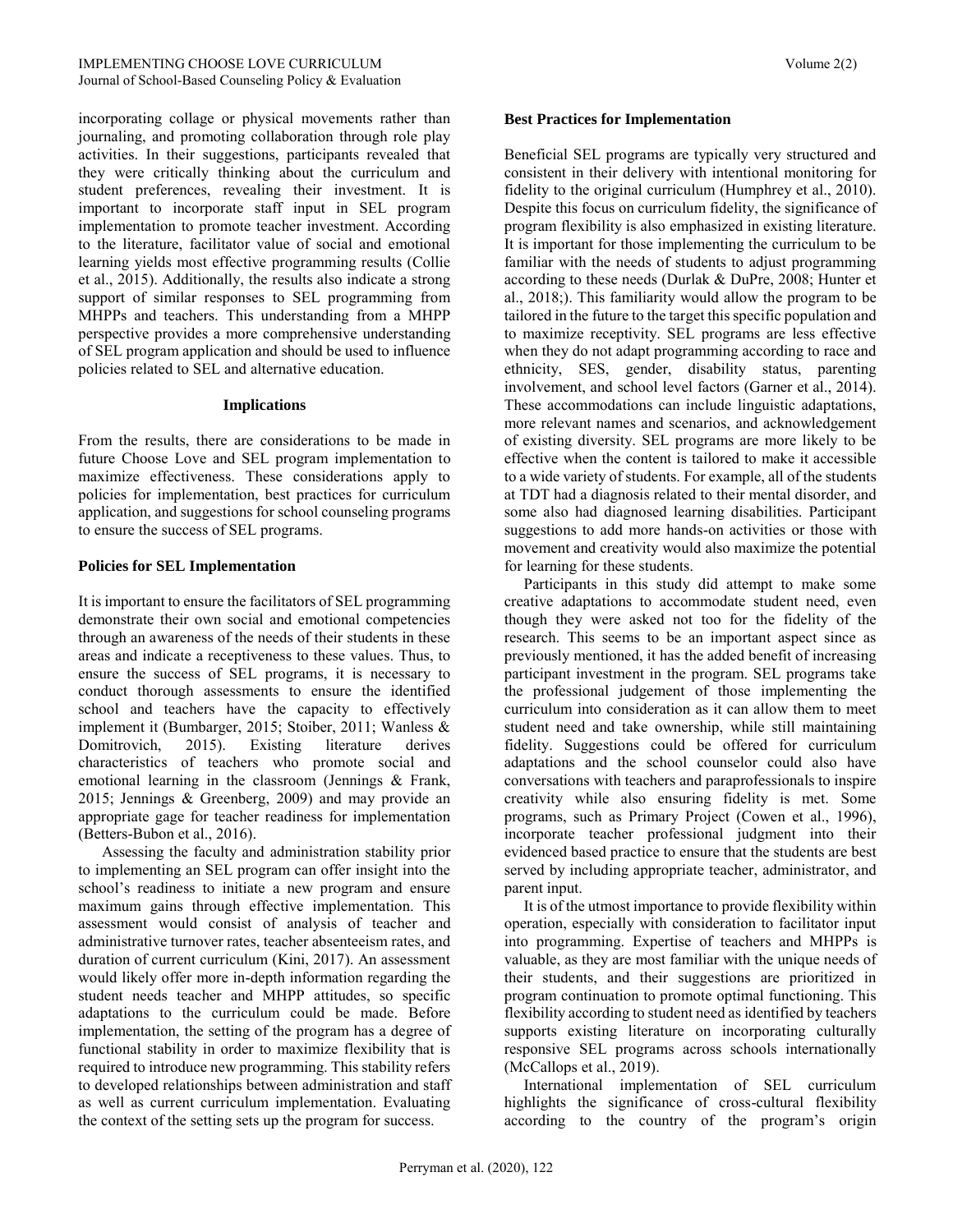incorporating collage or physical movements rather than journaling, and promoting collaboration through role play activities. In their suggestions, participants revealed that they were critically thinking about the curriculum and student preferences, revealing their investment. It is important to incorporate staff input in SEL program implementation to promote teacher investment. According to the literature, facilitator value of social and emotional learning yields most effective programming results (Collie et al., 2015). Additionally, the results also indicate a strong support of similar responses to SEL programming from MHPPs and teachers. This understanding from a MHPP perspective provides a more comprehensive understanding of SEL program application and should be used to influence policies related to SEL and alternative education.

## Implications

From the results, there are considerations to be made in future Choose Love and SEL program implementation to maximize effectiveness. These considerations apply to policies for implementation, best practices for curriculum application, and suggestions for school counseling programs to ensure the success of SEL programs.

### Policies for SEL Implementation

It is important to ensure the facilitators of SEL programming demonstrate their own social and emotional competencies through an awareness of the needs of their students in these areas and indicate a receptiveness to these values. Thus, to ensure the success of SEL programs, it is necessary to conduct thorough assessments to ensure the identified school and teachers have the capacity to effectively implement it (Bumbarger, 2015; Stoiber, 2011; Wanless & Domitrovich, 2015). Existing literature derives characteristics of teachers who promote social and emotional learning in the classroom (Jennings & Frank, 2015; Jennings & Greenberg, 2009) and may provide an appropriate gage for teacher readiness for implementation (Betters-Bubon et al., 2016).

Assessing the faculty and administration stability prior to implementing an SEL program can offer insight into the school's readiness to initiate a new program and ensure maximum gains through effective implementation. This assessment would consist of analysis of teacher and administrative turnover rates, teacher absenteeism rates, and duration of current curriculum (Kini, 2017). An assessment would likely offer more in-depth information regarding the student needs teacher and MHPP attitudes, so specific adaptations to the curriculum could be made. Before implementation, the setting of the program has a degree of functional stability in order to maximize flexibility that is required to introduce new programming. This stability refers to developed relationships between administration and staff as well as current curriculum implementation. Evaluating the context of the setting sets up the program for success.

### Best Practices for Implementation

Beneficial SEL programs are typically very structured and consistent in their delivery with intentional monitoring for fidelity to the original curriculum (Humphrey et al., 2010). Despite this focus on curriculum fidelity, the significance of program flexibility is also emphasized in existing literature. It is important for those implementing the curriculum to be familiar with the needs of students to adjust programming according to these needs (Durlak & DuPre, 2008; Hunter et al., 2018;). This familiarity would allow the program to be tailored in the future to the target this specific population and to maximize receptivity. SEL programs are less effective when they do not adapt programming according to race and ethnicity, SES, gender, disability status, parenting involvement, and school level factors (Garner et al., 2014). These accommodations can include linguistic adaptations, more relevant names and scenarios, and acknowledgement of existing diversity. SEL programs are more likely to be effective when the content is tailored to make it accessible to a wide variety of students. For example, all of the students at TDT had a diagnosis related to their mental disorder, and some also had diagnosed learning disabilities. Participant suggestions to add more hands-on activities or those with movement and creativity would also maximize the potential for learning for these students.

Participants in this study did attempt to make some creative adaptations to accommodate student need, even though they were asked not too for the fidelity of the research. This seems to be an important aspect since as previously mentioned, it has the added benefit of increasing participant investment in the program. SEL programs take the professional judgement of those implementing the curriculum into consideration as it can allow them to meet student need and take ownership, while still maintaining fidelity. Suggestions could be offered for curriculum adaptations and the school counselor could also have conversations with teachers and paraprofessionals to inspire creativity while also ensuring fidelity is met. Some programs, such as Primary Project (Cowen et al., 1996), incorporate teacher professional judgment into their evidenced based practice to ensure that the students are best served by including appropriate teacher, administrator, and parent input.

It is of the utmost importance to provide flexibility within operation, especially with consideration to facilitator input into programming. Expertise of teachers and MHPPs is valuable, as they are most familiar with the unique needs of their students, and their suggestions are prioritized in program continuation to promote optimal functioning. This flexibility according to student need as identified by teachers supports existing literature on incorporating culturally responsive SEL programs across schools internationally (McCallops et al., 2019).

International implementation of SEL curriculum highlights the significance of cross-cultural flexibility according to the country of the program's origin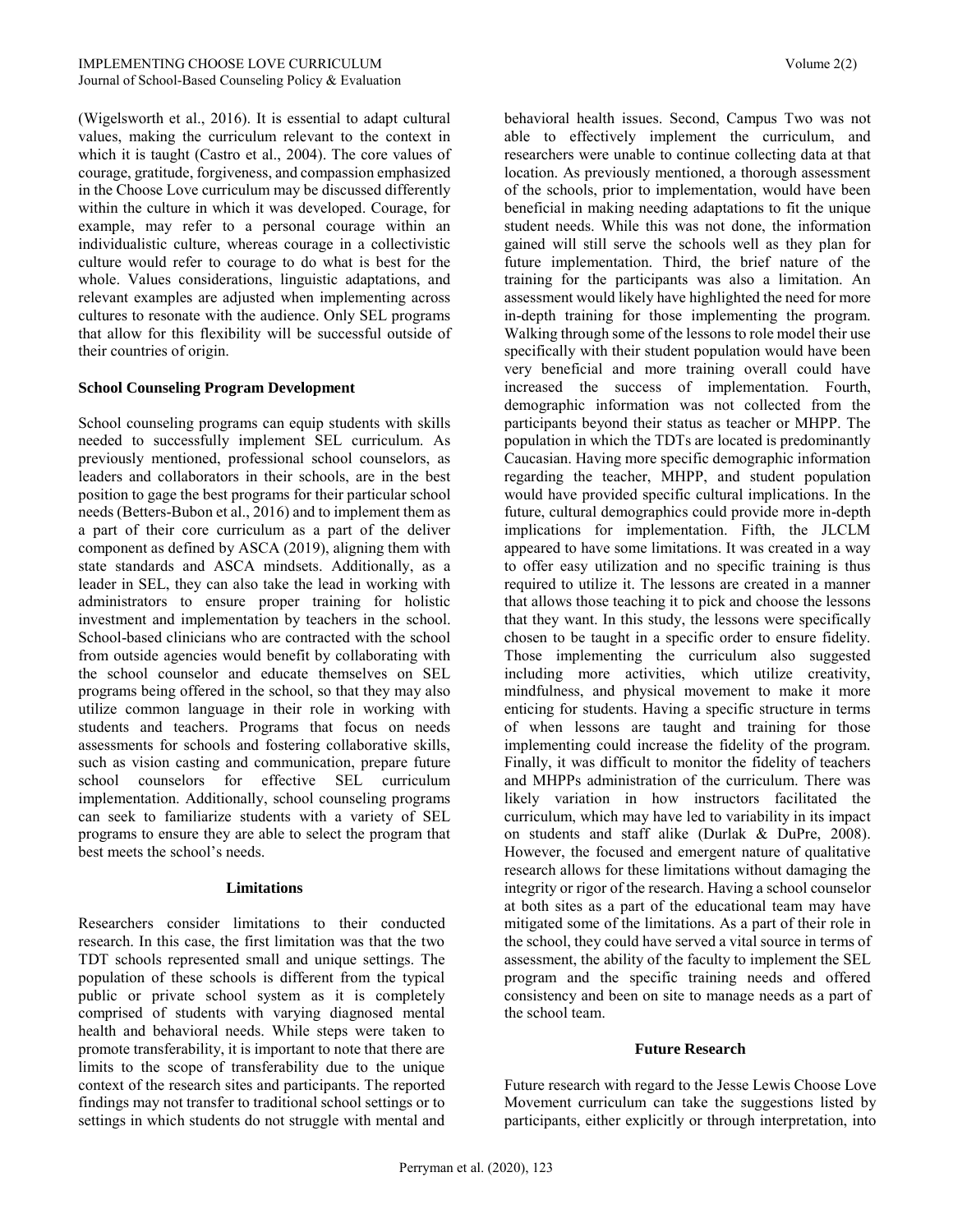(Wigelsworth et al., 2016). It is essential to adapt cultural values, making the curriculum relevant to the context in which it is taught (Castro et al., 2004). The core values of courage, gratitude, forgiveness, and compassion emphasized in the Choose Love curriculum may be discussed differently within the culture in which it was developed. Courage, for example, may refer to a personal courage within an individualistic culture, whereas courage in a collectivistic culture would refer to courage to do what is best for the whole. Values considerations, linguistic adaptations, and relevant examples are adjusted when implementing across cultures to resonate with the audience. Only SEL programs that allow for this flexibility will be successful outside of their countries of origin.

### School Counseling Program Development

School counseling programs can equip students with skills needed to successfully implement SEL curriculum. As previously mentioned, professional school counselors, as leaders and collaborators in their schools, are in the best position to gage the best programs for their particular school needs (Betters-Bubon et al., 2016) and to implement them as a part of their core curriculum as a part of the deliver component as defined by ASCA (2019), aligning them with state standards and ASCA mindsets. Additionally, as a leader in SEL, they can also take the lead in working with administrators to ensure proper training for holistic investment and implementation by teachers in the school. School-based clinicians who are contracted with the school from outside agencies would benefit by collaborating with the school counselor and educate themselves on SEL programs being offered in the school, so that they may also utilize common language in their role in working with students and teachers. Programs that focus on needs assessments for schools and fostering collaborative skills, such as vision casting and communication, prepare future school counselors for effective SEL curriculum implementation. Additionally, school counseling programs can seek to familiarize students with a variety of SEL programs to ensure they are able to select the program that best meets the school's needs.

## Limitations

Researchers consider limitations to their conducted research. In this case, the first limitation was that the two TDT schools represented small and unique settings. The population of these schools is different from the typical public or private school system as it is completely comprised of students with varying diagnosed mental health and behavioral needs. While steps were taken to promote transferability, it is important to note that there are limits to the scope of transferability due to the unique context of the research sites and participants. The reported findings may not transfer to traditional school settings or to settings in which students do not struggle with mental and behavioral health issues. Second, Campus Two was not able to effectively implement the curriculum, and researchers were unable to continue collecting data at that location. As previously mentioned, a thorough assessment of the schools, prior to implementation, would have been beneficial in making needing adaptations to fit the unique student needs. While this was not done, the information gained will still serve the schools well as they plan for future implementation. Third, the brief nature of the training for the participants was also a limitation. An assessment would likely have highlighted the need for more in-depth training for those implementing the program. Walking through some of the lessons to role model their use specifically with their student population would have been very beneficial and more training overall could have increased the success of implementation. Fourth, demographic information was not collected from the participants beyond their status as teacher or MHPP. The population in which the TDTs are located is predominantly Caucasian. Having more specific demographic information regarding the teacher, MHPP, and student population would have provided specific cultural implications. In the future, cultural demographics could provide more in-depth implications for implementation. Fifth, the JLCLM appeared to have some limitations. It was created in a way to offer easy utilization and no specific training is thus required to utilize it. The lessons are created in a manner that allows those teaching it to pick and choose the lessons that they want. In this study, the lessons were specifically chosen to be taught in a specific order to ensure fidelity. Those implementing the curriculum also suggested including more activities, which utilize creativity, mindfulness, and physical movement to make it more enticing for students. Having a specific structure in terms of when lessons are taught and training for those implementing could increase the fidelity of the program. Finally, it was difficult to monitor the fidelity of teachers and MHPPs administration of the curriculum. There was likely variation in how instructors facilitated the curriculum, which may have led to variability in its impact on students and staff alike (Durlak & DuPre, 2008). However, the focused and emergent nature of qualitative research allows for these limitations without damaging the integrity or rigor of the research. Having a school counselor at both sites as a part of the educational team may have mitigated some of the limitations. As a part of their role in the school, they could have served a vital source in terms of assessment, the ability of the faculty to implement the SEL program and the specific training needs and offered consistency and been on site to manage needs as a part of the school team.

## Future Research

Future research with regard to the Jesse Lewis Choose Love Movement curriculum can take the suggestions listed by participants, either explicitly or through interpretation, into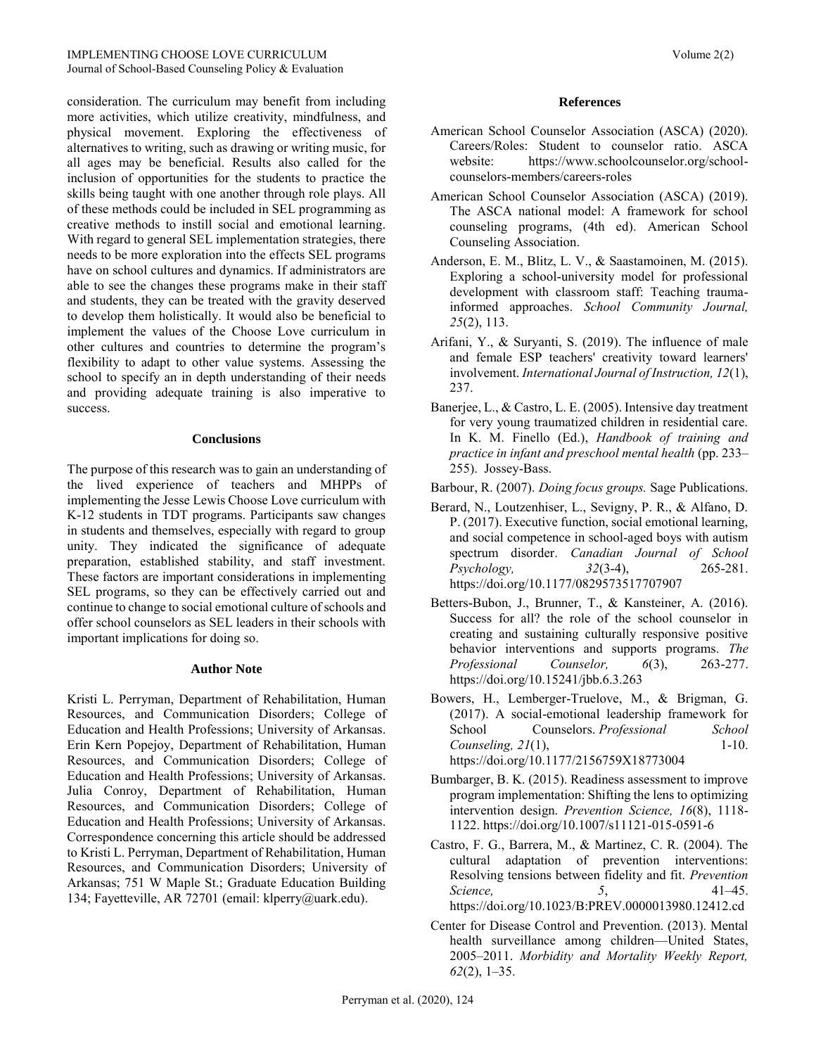consideration. The curriculum may benefit from including more activities, which utilize creativity, mindfulness, and physical movement. Exploring the effectiveness of alternatives to writing, such as drawing or writing music, for all ages may be beneficial. Results also called for the inclusion of opportunities for the students to practice the skills being taught with one another through role plays. All of these methods could be included in SEL programming as creative methods to instill social and emotional learning. With regard to general SEL implementation strategies, there needs to be more exploration into the effects SEL programs have on school cultures and dynamics. If administrators are able to see the changes these programs make in their staff and students, they can be treated with the gravity deserved to develop them holistically. It would also be beneficial to implement the values of the Choose Love curriculum in other cultures and countries to determine the program's flexibility to adapt to other value systems. Assessing the school to specify an in depth understanding of their needs and providing adequate training is also imperative to success.

## Conclusions

The purpose of this research was to gain an understanding of the lived experience of teachers and MHPPs of implementing the Jesse Lewis Choose Love curriculum with K-12 students in TDT programs. Participants saw changes in students and themselves, especially with regard to group unity. They indicated the significance of adequate preparation, established stability, and staff investment. These factors are important considerations in implementing SEL programs, so they can be effectively carried out and continue to change to social emotional culture of schools and offer school counselors as SEL leaders in their schools with important implications for doing so.

## Author Note

Kristi L. Perryman, Department of Rehabilitation, Human Resources, and Communication Disorders; College of Education and Health Professions; University of Arkansas. Erin Kern Popejoy, Department of Rehabilitation, Human Resources, and Communication Disorders; College of Education and Health Professions; University of Arkansas. Julia Conroy, Department of Rehabilitation, Human Resources, and Communication Disorders; College of Education and Health Professions; University of Arkansas. Correspondence concerning this article should be addressed to Kristi L. Perryman, Department of Rehabilitation, Human Resources, and Communication Disorders; University of Arkansas; 751 W Maple St.; Graduate Education Building 134; Fayetteville, AR 72701 (email: klperry@uark.edu).

## References

American School Counselor Association (ASCA) (2020). Careers/Roles: Student to counselor ratio. ASCA website: https://www.schoolcounselor.org/school-counselors-members/careers-roles

American School Counselor Association (ASCA) (2019). The ASCA national model: A framework for school counseling programs, (4th ed). American School Counseling Association.

Anderson, E. M., Blitz, L. V., & Saastamoinen, M. (2015). Exploring a school-university model for professional development with classroom staff: Teaching trauma-informed approaches. *School Community Journal, 25*(2), 113.

Arifani, Y., & Suryanti, S. (2019). The influence of male and female ESP teachers' creativity toward learners' involvement. *International Journal of Instruction, 12*(1), 237.

Banerjee, L., & Castro, L. E. (2005). Intensive day treatment for very young traumatized children in residential care. In K. M. Finello (Ed.), *Handbook of training and practice in infant and preschool mental health* (pp. 233–255). Jossey-Bass.

Barbour, R. (2007). *Doing focus groups.* Sage Publications.

Berard, N., Loutzenhiser, L., Sevigny, P. R., & Alfano, D. P. (2017). Executive function, social emotional learning, and social competence in school-aged boys with autism spectrum disorder. *Canadian Journal of School Psychology, 32*(3-4), 265-281. https://doi.org/10.1177/0829573517707907

Betters-Bubon, J., Brunner, T., & Kansteiner, A. (2016). Success for all? the role of the school counselor in creating and sustaining culturally responsive positive behavior interventions and supports programs. *The Professional Counselor, 6*(3), 263-277. https://doi.org/10.15241/jbb.6.3.263

Bowers, H., Lemberger-Truelove, M., & Brigman, G. (2017). A social-emotional leadership framework for School Counselors. *Professional School Counseling, 21*(1), 1-10. https://doi.org/10.1177/2156759X18773004

Bumbarger, B. K. (2015). Readiness assessment to improve program implementation: Shifting the lens to optimizing intervention design. *Prevention Science, 16*(8), 1118-1122. https://doi.org/10.1007/s11121-015-0591-6

Castro, F. G., Barrera, M., & Martinez, C. R. (2004). The cultural adaptation of prevention interventions: Resolving tensions between fidelity and fit. *Prevention Science, 5*, 41–45. https://doi.org/10.1023/B:PREV.0000013980.12412.cd

Center for Disease Control and Prevention. (2013). Mental health surveillance among children—United States, 2005–2011. *Morbidity and Mortality Weekly Report, 62*(2), 1–35.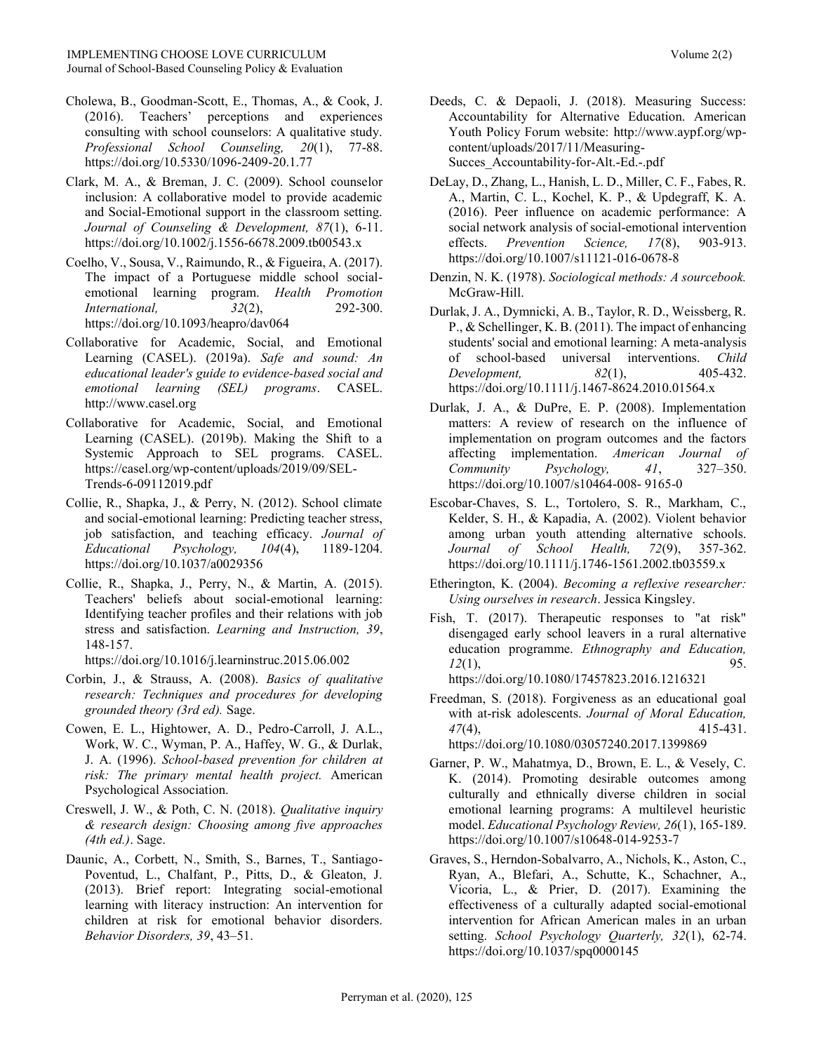Cholewa, B., Goodman-Scott, E., Thomas, A., & Cook, J. (2016). Teachers' perceptions and experiences consulting with school counselors: A qualitative study. *Professional School Counseling, 20*(1), 77-88. https://doi.org/10.5330/1096-2409-20.1.77

Clark, M. A., & Breman, J. C. (2009). School counselor inclusion: A collaborative model to provide academic and Social-Emotional support in the classroom setting. *Journal of Counseling & Development, 87*(1), 6-11. https://doi.org/10.1002/j.1556-6678.2009.tb00543.x

Coelho, V., Sousa, V., Raimundo, R., & Figueira, A. (2017). The impact of a Portuguese middle school social-emotional learning program. *Health Promotion International, 32*(2), 292-300. https://doi.org/10.1093/heapro/dav064

Collaborative for Academic, Social, and Emotional Learning (CASEL). (2019a). *Safe and sound: An educational leader's guide to evidence-based social and emotional learning (SEL) programs*. CASEL. http://www.casel.org

Collaborative for Academic, Social, and Emotional Learning (CASEL). (2019b). Making the Shift to a Systemic Approach to SEL programs. CASEL. https://casel.org/wp-content/uploads/2019/09/SEL-Trends-6-09112019.pdf

Collie, R., Shapka, J., & Perry, N. (2012). School climate and social-emotional learning: Predicting teacher stress, job satisfaction, and teaching efficacy. *Journal of Educational Psychology, 104*(4), 1189-1204. https://doi.org/10.1037/a0029356

Collie, R., Shapka, J., Perry, N., & Martin, A. (2015). Teachers' beliefs about social-emotional learning: Identifying teacher profiles and their relations with job stress and satisfaction. *Learning and Instruction, 39*, 148-157. https://doi.org/10.1016/j.learninstruc.2015.06.002

Corbin, J., & Strauss, A. (2008). *Basics of qualitative research: Techniques and procedures for developing grounded theory (3rd ed).* Sage.

Cowen, E. L., Hightower, A. D., Pedro-Carroll, J. A.L., Work, W. C., Wyman, P. A., Haffey, W. G., & Durlak, J. A. (1996). *School-based prevention for children at risk: The primary mental health project.* American Psychological Association.

Creswell, J. W., & Poth, C. N. (2018). *Qualitative inquiry & research design: Choosing among five approaches (4th ed.)*. Sage.

Daunic, A., Corbett, N., Smith, S., Barnes, T., Santiago-Poventud, L., Chalfant, P., Pitts, D., & Gleaton, J. (2013). Brief report: Integrating social-emotional learning with literacy instruction: An intervention for children at risk for emotional behavior disorders. *Behavior Disorders, 39*, 43–51.

Deeds, C. & Depaoli, J. (2018). Measuring Success: Accountability for Alternative Education. American Youth Policy Forum website: http://www.aypf.org/wp-content/uploads/2017/11/Measuring-Succes_Accountability-for-Alt.-Ed.-.pdf

DeLay, D., Zhang, L., Hanish, L. D., Miller, C. F., Fabes, R. A., Martin, C. L., Kochel, K. P., & Updegraff, K. A. (2016). Peer influence on academic performance: A social network analysis of social-emotional intervention effects. *Prevention Science, 17*(8), 903-913. https://doi.org/10.1007/s11121-016-0678-8

Denzin, N. K. (1978). *Sociological methods: A sourcebook.* McGraw-Hill.

Durlak, J. A., Dymnicki, A. B., Taylor, R. D., Weissberg, R. P., & Schellinger, K. B. (2011). The impact of enhancing students' social and emotional learning: A meta-analysis of school-based universal interventions. *Child Development, 82*(1), 405-432. https://doi.org/10.1111/j.1467-8624.2010.01564.x

Durlak, J. A., & DuPre, E. P. (2008). Implementation matters: A review of research on the influence of implementation on program outcomes and the factors affecting implementation. *American Journal of Community Psychology, 41*, 327–350. https://doi.org/10.1007/s10464-008- 9165-0

Escobar-Chaves, S. L., Tortolero, S. R., Markham, C., Kelder, S. H., & Kapadia, A. (2002). Violent behavior among urban youth attending alternative schools. *Journal of School Health, 72*(9), 357-362. https://doi.org/10.1111/j.1746-1561.2002.tb03559.x

Etherington, K. (2004). *Becoming a reflexive researcher: Using ourselves in research*. Jessica Kingsley.

Fish, T. (2017). Therapeutic responses to "at risk" disengaged early school leavers in a rural alternative education programme. *Ethnography and Education, 12*(1), 95. https://doi.org/10.1080/17457823.2016.1216321

Freedman, S. (2018). Forgiveness as an educational goal with at-risk adolescents. *Journal of Moral Education, 47*(4), 415-431. https://doi.org/10.1080/03057240.2017.1399869

Garner, P. W., Mahatmya, D., Brown, E. L., & Vesely, C. K. (2014). Promoting desirable outcomes among culturally and ethnically diverse children in social emotional learning programs: A multilevel heuristic model. *Educational Psychology Review, 26*(1), 165-189. https://doi.org/10.1007/s10648-014-9253-7

Graves, S., Herndon-Sobalvarro, A., Nichols, K., Aston, C., Ryan, A., Blefari, A., Schutte, K., Schachner, A., Vicoria, L., & Prier, D. (2017). Examining the effectiveness of a culturally adapted social-emotional intervention for African American males in an urban setting. *School Psychology Quarterly, 32*(1), 62-74. https://doi.org/10.1037/spq0000145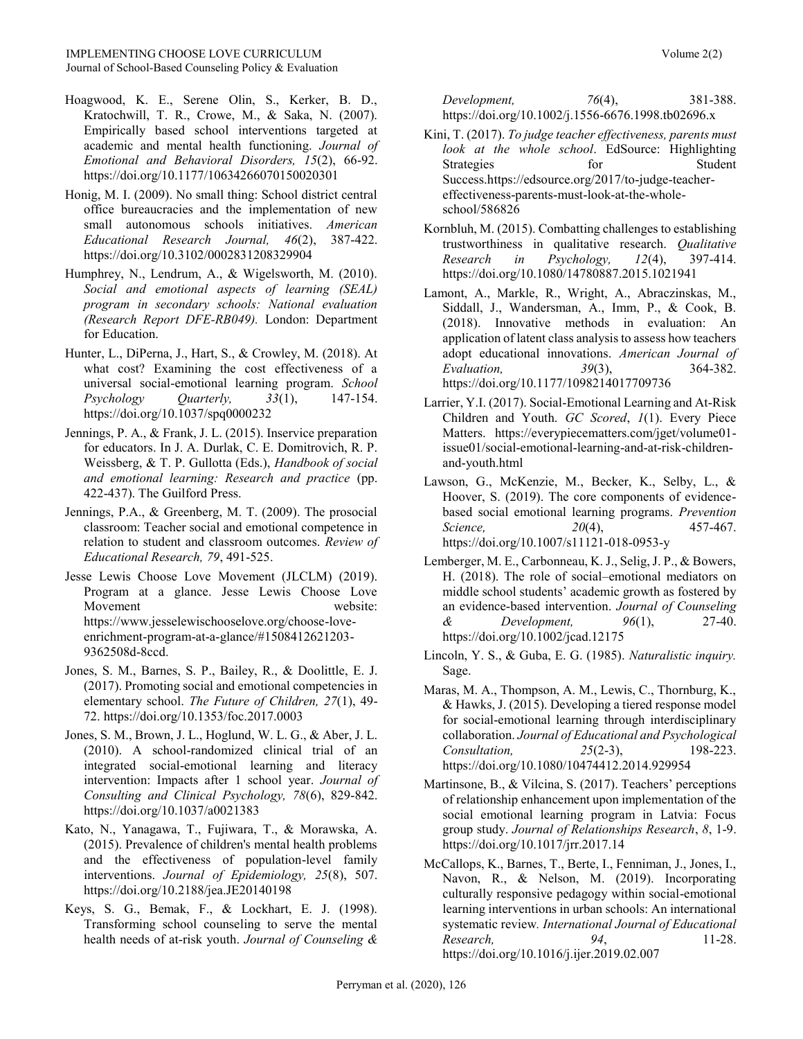Hoagwood, K. E., Serene Olin, S., Kerker, B. D., Kratochwill, T. R., Crowe, M., & Saka, N. (2007). Empirically based school interventions targeted at academic and mental health functioning. *Journal of Emotional and Behavioral Disorders, 15*(2), 66-92. https://doi.org/10.1177/10634266070150020301

Honig, M. I. (2009). No small thing: School district central office bureaucracies and the implementation of new small autonomous schools initiatives. *American Educational Research Journal, 46*(2), 387-422. https://doi.org/10.3102/0002831208329904

Humphrey, N., Lendrum, A., & Wigelsworth, M. (2010). *Social and emotional aspects of learning (SEAL) program in secondary schools: National evaluation (Research Report DFE-RB049).* London: Department for Education.

Hunter, L., DiPerna, J., Hart, S., & Crowley, M. (2018). At what cost? Examining the cost effectiveness of a universal social-emotional learning program. *School Psychology Quarterly, 33*(1), 147-154. https://doi.org/10.1037/spq0000232

Jennings, P. A., & Frank, J. L. (2015). Inservice preparation for educators. In J. A. Durlak, C. E. Domitrovich, R. P. Weissberg, & T. P. Gullotta (Eds.), *Handbook of social and emotional learning: Research and practice* (pp. 422-437). The Guilford Press.

Jennings, P.A., & Greenberg, M. T. (2009). The prosocial classroom: Teacher social and emotional competence in relation to student and classroom outcomes. *Review of Educational Research, 79*, 491-525.

Jesse Lewis Choose Love Movement (JLCLM) (2019). Program at a glance. Jesse Lewis Choose Love Movement website: https://www.jesselewischooselove.org/choose-love-enrichment-program-at-a-glance/#1508412621203-9362508d-8ccd.

Jones, S. M., Barnes, S. P., Bailey, R., & Doolittle, E. J. (2017). Promoting social and emotional competencies in elementary school. *The Future of Children, 27*(1), 49-72. https://doi.org/10.1353/foc.2017.0003

Jones, S. M., Brown, J. L., Hoglund, W. L. G., & Aber, J. L. (2010). A school-randomized clinical trial of an integrated social-emotional learning and literacy intervention: Impacts after 1 school year. *Journal of Consulting and Clinical Psychology, 78*(6), 829-842. https://doi.org/10.1037/a0021383

Kato, N., Yanagawa, T., Fujiwara, T., & Morawska, A. (2015). Prevalence of children's mental health problems and the effectiveness of population-level family interventions. *Journal of Epidemiology, 25*(8), 507. https://doi.org/10.2188/jea.JE20140198

Keys, S. G., Bemak, F., & Lockhart, E. J. (1998). Transforming school counseling to serve the mental health needs of at-risk youth. *Journal of Counseling & Development, 76*(4), 381-388. https://doi.org/10.1002/j.1556-6676.1998.tb02696.x

Kini, T. (2017). *To judge teacher effectiveness, parents must look at the whole school*. EdSource: Highlighting Strategies for Student Success.https://edsource.org/2017/to-judge-teacher-effectiveness-parents-must-look-at-the-whole-school/586826

Kornbluh, M. (2015). Combatting challenges to establishing trustworthiness in qualitative research. *Qualitative Research in Psychology, 12*(4), 397-414. https://doi.org/10.1080/14780887.2015.1021941

Lamont, A., Markle, R., Wright, A., Abraczinskas, M., Siddall, J., Wandersman, A., Imm, P., & Cook, B. (2018). Innovative methods in evaluation: An application of latent class analysis to assess how teachers adopt educational innovations. *American Journal of Evaluation, 39*(3), 364-382. https://doi.org/10.1177/1098214017709736

Larrier, Y.I. (2017). Social-Emotional Learning and At-Risk Children and Youth. *GC Scored*, *1*(1). Every Piece Matters. https://everypiecematters.com/jget/volume01-issue01/social-emotional-learning-and-at-risk-children-and-youth.html

Lawson, G., McKenzie, M., Becker, K., Selby, L., & Hoover, S. (2019). The core components of evidence-based social emotional learning programs. *Prevention Science, 20*(4), 457-467. https://doi.org/10.1007/s11121-018-0953-y

Lemberger, M. E., Carbonneau, K. J., Selig, J. P., & Bowers, H. (2018). The role of social–emotional mediators on middle school students' academic growth as fostered by an evidence-based intervention. *Journal of Counseling & Development, 96*(1), 27-40. https://doi.org/10.1002/jcad.12175

Lincoln, Y. S., & Guba, E. G. (1985). *Naturalistic inquiry.* Sage.

Maras, M. A., Thompson, A. M., Lewis, C., Thornburg, K., & Hawks, J. (2015). Developing a tiered response model for social-emotional learning through interdisciplinary collaboration. *Journal of Educational and Psychological Consultation, 25*(2-3), 198-223. https://doi.org/10.1080/10474412.2014.929954

Martinsone, B., & Vilcina, S. (2017). Teachers' perceptions of relationship enhancement upon implementation of the social emotional learning program in Latvia: Focus group study. *Journal of Relationships Research*, *8*, 1-9. https://doi.org/10.1017/jrr.2017.14

McCallops, K., Barnes, T., Berte, I., Fenniman, J., Jones, I., Navon, R., & Nelson, M. (2019). Incorporating culturally responsive pedagogy within social-emotional learning interventions in urban schools: An international systematic review. *International Journal of Educational Research, 94*, 11-28. https://doi.org/10.1016/j.ijer.2019.02.007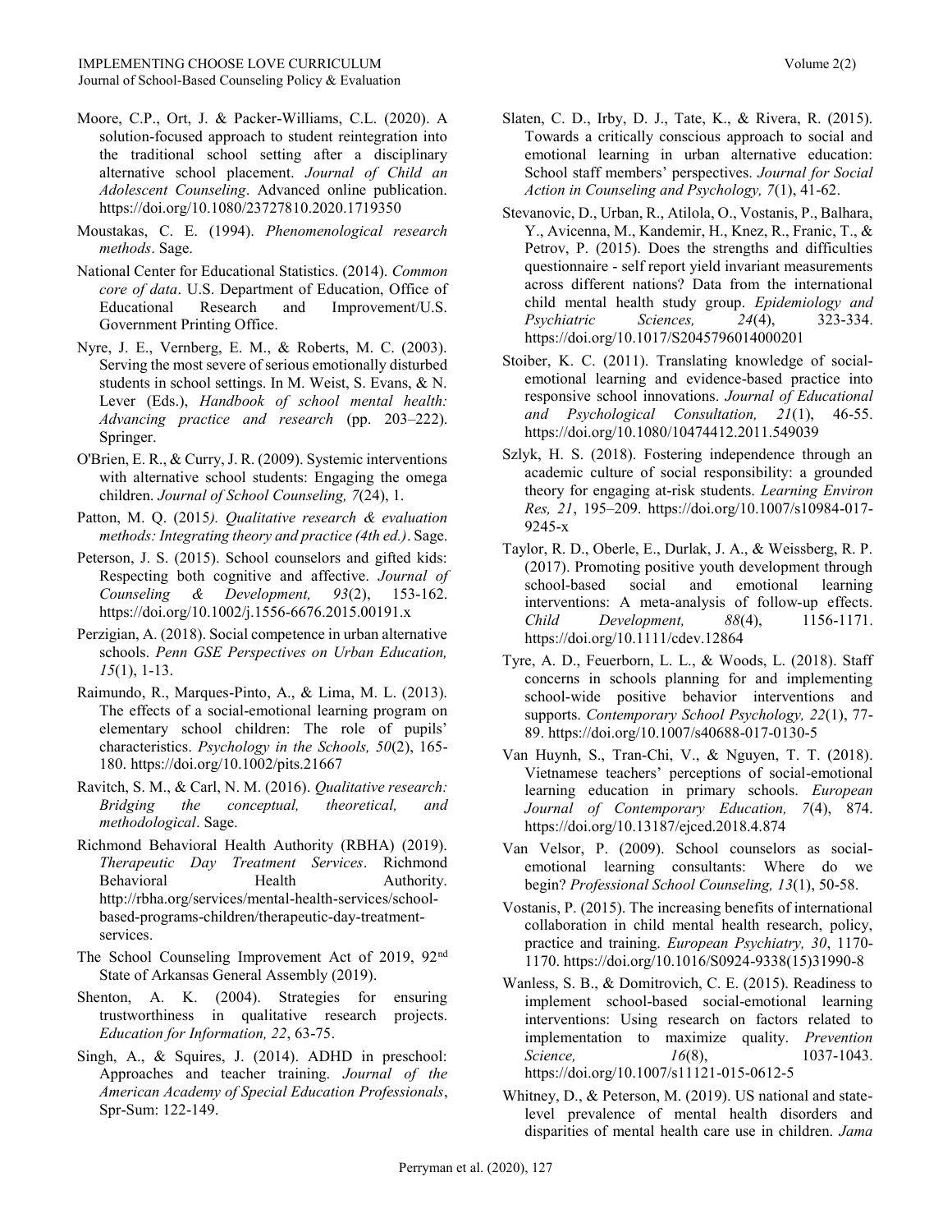Moore, C.P., Ort, J. & Packer-Williams, C.L. (2020). A solution-focused approach to student reintegration into the traditional school setting after a disciplinary alternative school placement. *Journal of Child an Adolescent Counseling*. Advanced online publication. https://doi.org/10.1080/23727810.2020.1719350

Moustakas, C. E. (1994). *Phenomenological research methods*. Sage.

National Center for Educational Statistics. (2014). *Common core of data*. U.S. Department of Education, Office of Educational Research and Improvement/U.S. Government Printing Office.

Nyre, J. E., Vernberg, E. M., & Roberts, M. C. (2003). Serving the most severe of serious emotionally disturbed students in school settings. In M. Weist, S. Evans, & N. Lever (Eds.), *Handbook of school mental health: Advancing practice and research* (pp. 203–222). Springer.

O'Brien, E. R., & Curry, J. R. (2009). Systemic interventions with alternative school students: Engaging the omega children. *Journal of School Counseling, 7*(24), 1.

Patton, M. Q. (2015*). Qualitative research & evaluation methods: Integrating theory and practice (4th ed.)*. Sage.

Peterson, J. S. (2015). School counselors and gifted kids: Respecting both cognitive and affective. *Journal of Counseling & Development, 93*(2), 153-162. https://doi.org/10.1002/j.1556-6676.2015.00191.x

Perzigian, A. (2018). Social competence in urban alternative schools. *Penn GSE Perspectives on Urban Education, 15*(1), 1-13.

Raimundo, R., Marques-Pinto, A., & Lima, M. L. (2013). The effects of a social-emotional learning program on elementary school children: The role of pupils' characteristics. *Psychology in the Schools, 50*(2), 165-180. https://doi.org/10.1002/pits.21667

Ravitch, S. M., & Carl, N. M. (2016). *Qualitative research: Bridging the conceptual, theoretical, and methodological*. Sage.

Richmond Behavioral Health Authority (RBHA) (2019). *Therapeutic Day Treatment Services*. Richmond Behavioral Health Authority. http://rbha.org/services/mental-health-services/school-based-programs-children/therapeutic-day-treatment-services.

The School Counseling Improvement Act of 2019, 92nd State of Arkansas General Assembly (2019).

Shenton, A. K. (2004). Strategies for ensuring trustworthiness in qualitative research projects. *Education for Information, 22*, 63-75.

Singh, A., & Squires, J. (2014). ADHD in preschool: Approaches and teacher training. *Journal of the American Academy of Special Education Professionals*, Spr-Sum: 122-149.

Slaten, C. D., Irby, D. J., Tate, K., & Rivera, R. (2015). Towards a critically conscious approach to social and emotional learning in urban alternative education: School staff members' perspectives. *Journal for Social Action in Counseling and Psychology, 7*(1), 41-62.

Stevanovic, D., Urban, R., Atilola, O., Vostanis, P., Balhara, Y., Avicenna, M., Kandemir, H., Knez, R., Franic, T., & Petrov, P. (2015). Does the strengths and difficulties questionnaire - self report yield invariant measurements across different nations? Data from the international child mental health study group. *Epidemiology and Psychiatric Sciences, 24*(4), 323-334. https://doi.org/10.1017/S2045796014000201

Stoiber, K. C. (2011). Translating knowledge of social-emotional learning and evidence-based practice into responsive school innovations. *Journal of Educational and Psychological Consultation, 21*(1), 46-55. https://doi.org/10.1080/10474412.2011.549039

Szlyk, H. S. (2018). Fostering independence through an academic culture of social responsibility: a grounded theory for engaging at-risk students. *Learning Environ Res, 21*, 195–209. https://doi.org/10.1007/s10984-017-9245-x

Taylor, R. D., Oberle, E., Durlak, J. A., & Weissberg, R. P. (2017). Promoting positive youth development through school-based social and emotional learning interventions: A meta-analysis of follow-up effects. *Child Development, 88*(4), 1156-1171. https://doi.org/10.1111/cdev.12864

Tyre, A. D., Feuerborn, L. L., & Woods, L. (2018). Staff concerns in schools planning for and implementing school-wide positive behavior interventions and supports. *Contemporary School Psychology, 22*(1), 77-89. https://doi.org/10.1007/s40688-017-0130-5

Van Huynh, S., Tran-Chi, V., & Nguyen, T. T. (2018). Vietnamese teachers' perceptions of social-emotional learning education in primary schools. *European Journal of Contemporary Education, 7*(4), 874. https://doi.org/10.13187/ejced.2018.4.874

Van Velsor, P. (2009). School counselors as social-emotional learning consultants: Where do we begin? *Professional School Counseling, 13*(1), 50-58.

Vostanis, P. (2015). The increasing benefits of international collaboration in child mental health research, policy, practice and training. *European Psychiatry, 30*, 1170-1170. https://doi.org/10.1016/S0924-9338(15)31990-8

Wanless, S. B., & Domitrovich, C. E. (2015). Readiness to implement school-based social-emotional learning interventions: Using research on factors related to implementation to maximize quality. *Prevention Science, 16*(8), 1037-1043. https://doi.org/10.1007/s11121-015-0612-5

Whitney, D., & Peterson, M. (2019). US national and state-level prevalence of mental health disorders and disparities of mental health care use in children. *Jama*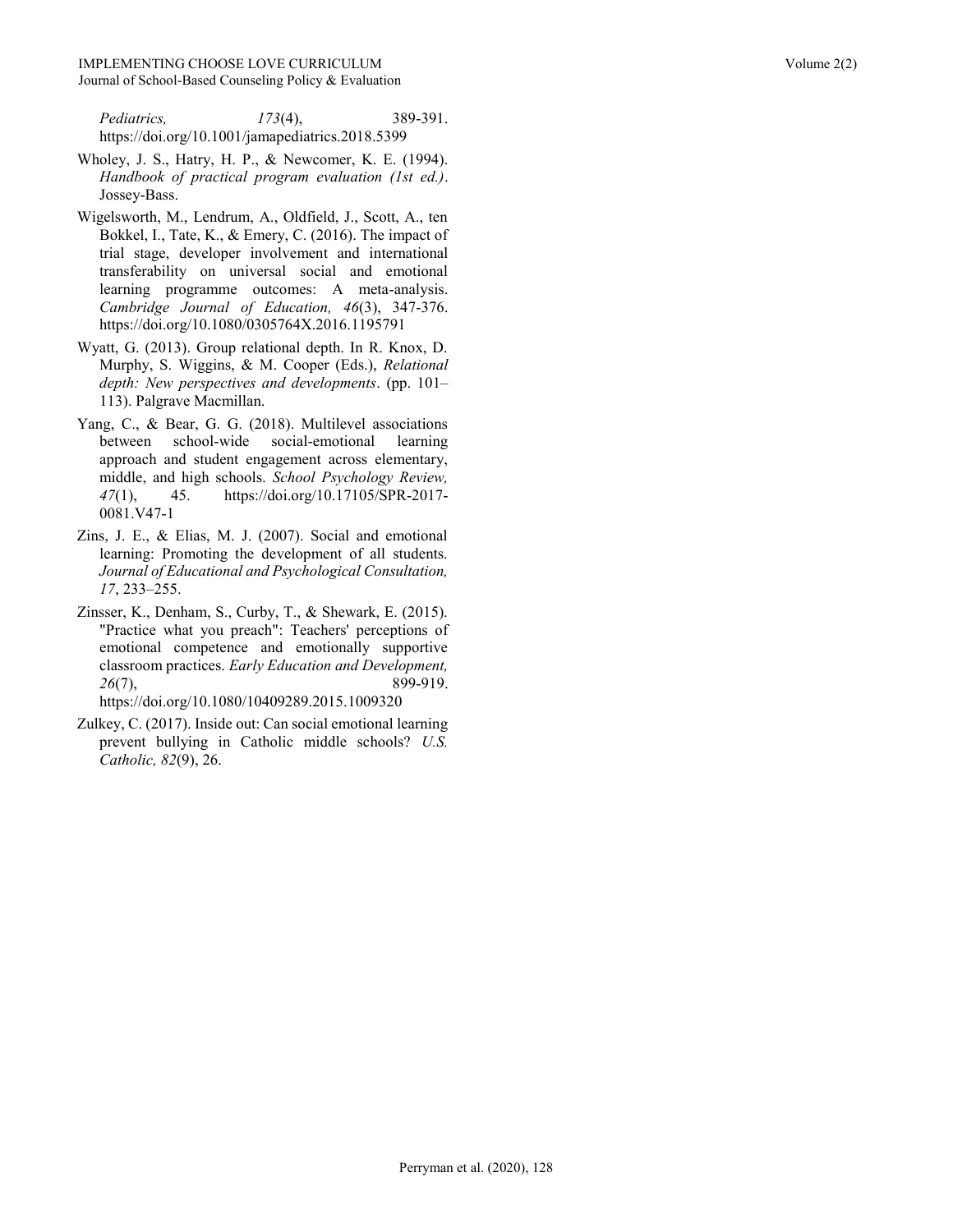*Pediatrics, 173*(4), 389-391. https://doi.org/10.1001/jamapediatrics.2018.5399

Wholey, J. S., Hatry, H. P., & Newcomer, K. E. (1994). *Handbook of practical program evaluation (1st ed.)*. Jossey-Bass.

Wigelsworth, M., Lendrum, A., Oldfield, J., Scott, A., ten Bokkel, I., Tate, K., & Emery, C. (2016). The impact of trial stage, developer involvement and international transferability on universal social and emotional learning programme outcomes: A meta-analysis. *Cambridge Journal of Education, 46*(3), 347-376. https://doi.org/10.1080/0305764X.2016.1195791

Wyatt, G. (2013). Group relational depth. In R. Knox, D. Murphy, S. Wiggins, & M. Cooper (Eds.), *Relational depth: New perspectives and developments*. (pp. 101–113). Palgrave Macmillan.

Yang, C., & Bear, G. G. (2018). Multilevel associations between school-wide social-emotional learning approach and student engagement across elementary, middle, and high schools. *School Psychology Review, 47*(1), 45. https://doi.org/10.17105/SPR-2017-0081.V47-1

Zins, J. E., & Elias, M. J. (2007). Social and emotional learning: Promoting the development of all students. *Journal of Educational and Psychological Consultation, 17*, 233–255.

Zinsser, K., Denham, S., Curby, T., & Shewark, E. (2015). "Practice what you preach": Teachers' perceptions of emotional competence and emotionally supportive classroom practices. *Early Education and Development, 26*(7), 899-919. https://doi.org/10.1080/10409289.2015.1009320

Zulkey, C. (2017). Inside out: Can social emotional learning prevent bullying in Catholic middle schools? *U.S. Catholic, 82*(9), 26.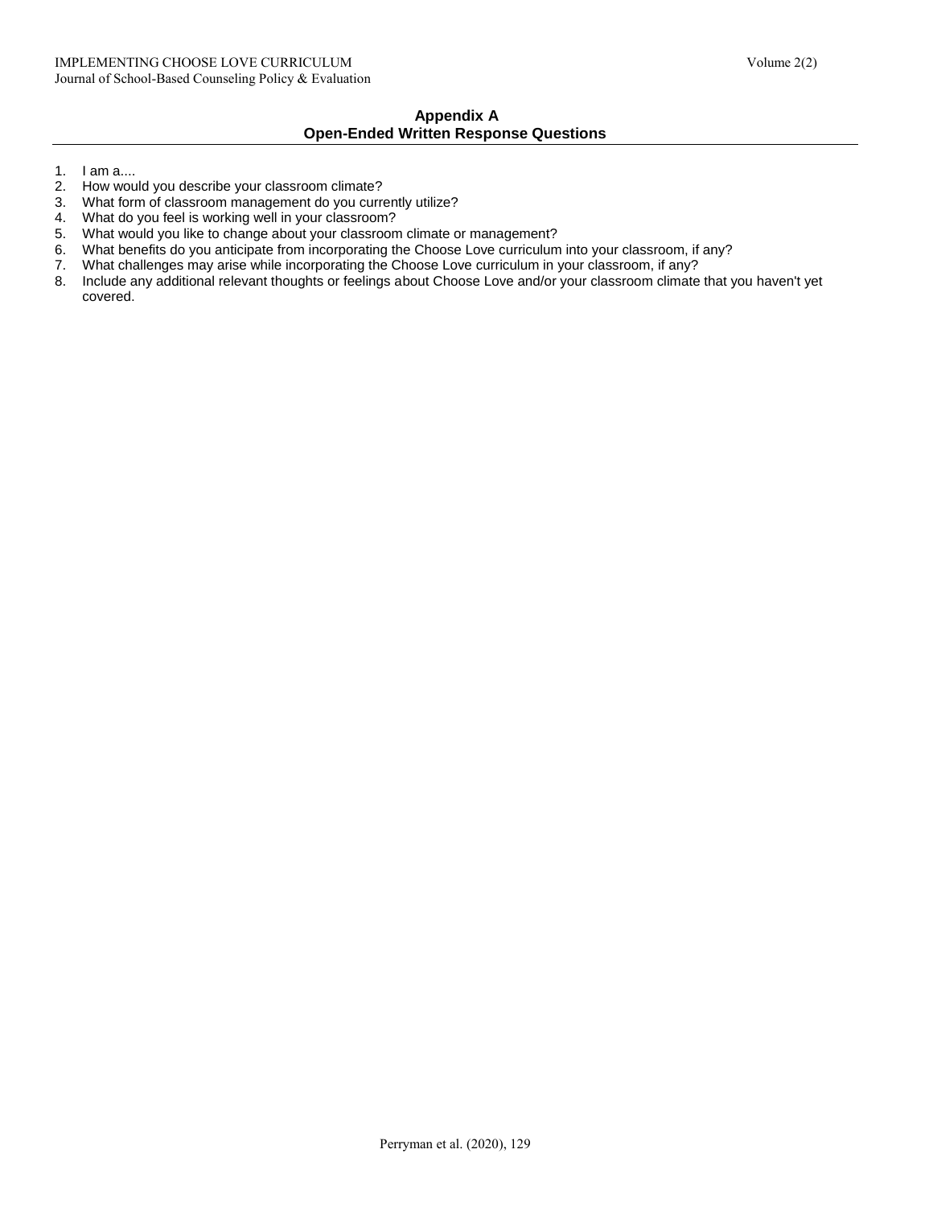## Appendix A
## Open-Ended Written Response Questions

1. I am a....
2. How would you describe your classroom climate?
3. What form of classroom management do you currently utilize?
4. What do you feel is working well in your classroom?
5. What would you like to change about your classroom climate or management?
6. What benefits do you anticipate from incorporating the Choose Love curriculum into your classroom, if any?
7. What challenges may arise while incorporating the Choose Love curriculum in your classroom, if any?
8. Include any additional relevant thoughts or feelings about Choose Love and/or your classroom climate that you haven't yet covered.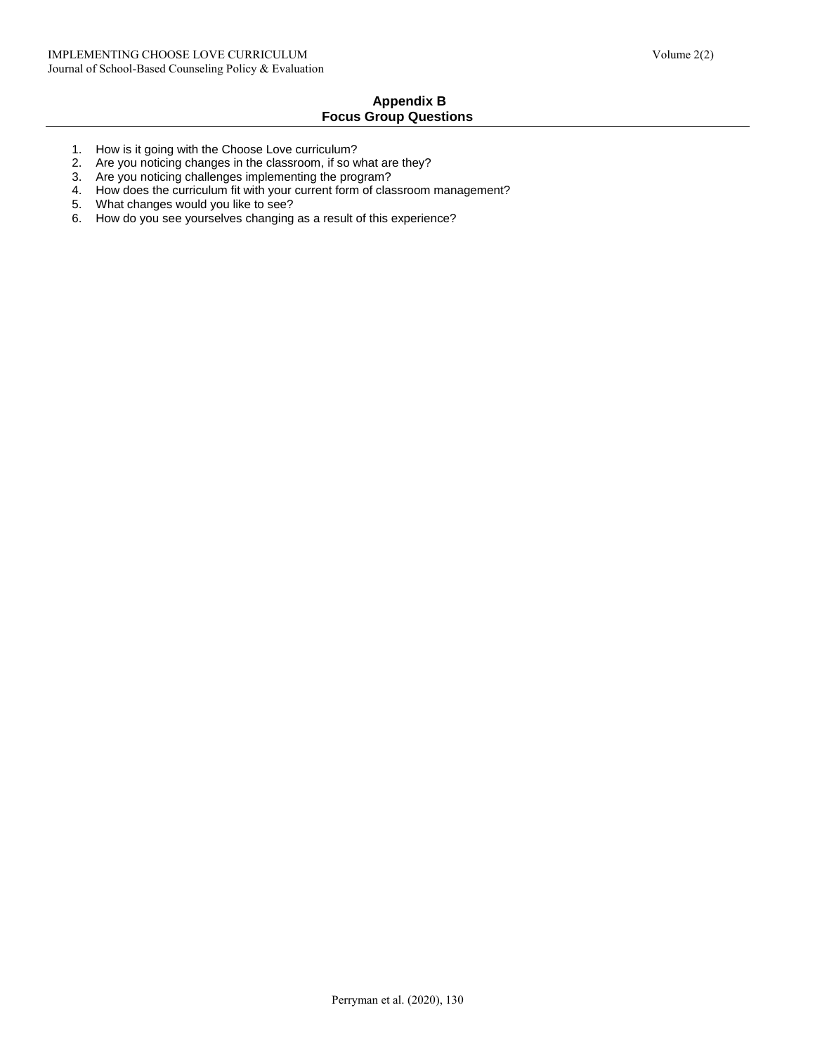## Appendix B
## Focus Group Questions

1. How is it going with the Choose Love curriculum?
2. Are you noticing changes in the classroom, if so what are they?
3. Are you noticing challenges implementing the program?
4. How does the curriculum fit with your current form of classroom management?
5. What changes would you like to see?
6. How do you see yourselves changing as a result of this experience?